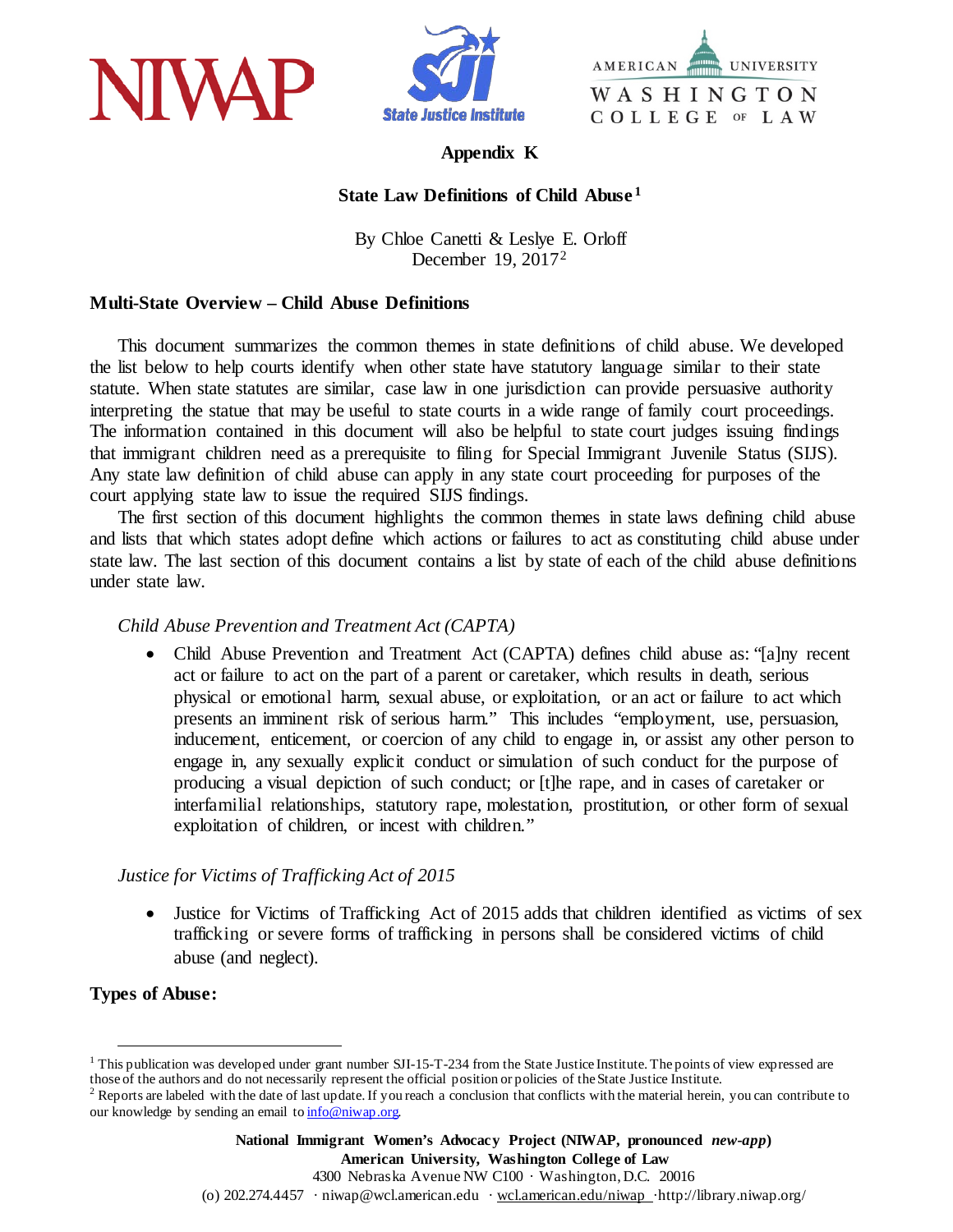# Appendix K

## State Law Definitions of Child Abuse[1]

By Chloe Canetti & Leslye E. Orloff
December 19, 2017[2]

### Multi-State Overview – Child Abuse Definitions

This document summarizes the common themes in state definitions of child abuse. We developed the list below to help courts identify when other state have statutory language similar to their state statute. When state statutes are similar, case law in one jurisdiction can provide persuasive authority interpreting the statue that may be useful to state courts in a wide range of family court proceedings. The information contained in this document will also be helpful to state court judges issuing findings that immigrant children need as a prerequisite to filing for Special Immigrant Juvenile Status (SIJS). Any state law definition of child abuse can apply in any state court proceeding for purposes of the court applying state law to issue the required SIJS findings.

The first section of this document highlights the common themes in state laws defining child abuse and lists that which states adopt define which actions or failures to act as constituting child abuse under state law. The last section of this document contains a list by state of each of the child abuse definitions under state law.

*Child Abuse Prevention and Treatment Act (CAPTA)*

- Child Abuse Prevention and Treatment Act (CAPTA) defines child abuse as: "[a]ny recent act or failure to act on the part of a parent or caretaker, which results in death, serious physical or emotional harm, sexual abuse, or exploitation, or an act or failure to act which presents an imminent risk of serious harm." This includes "employment, use, persuasion, inducement, enticement, or coercion of any child to engage in, or assist any other person to engage in, any sexually explicit conduct or simulation of such conduct for the purpose of producing a visual depiction of such conduct; or [t]he rape, and in cases of caretaker or interfamilial relationships, statutory rape, molestation, prostitution, or other form of sexual exploitation of children, or incest with children."

*Justice for Victims of Trafficking Act of 2015*

- Justice for Victims of Trafficking Act of 2015 adds that children identified as victims of sex trafficking or severe forms of trafficking in persons shall be considered victims of child abuse (and neglect).

**Types of Abuse:**

---

[1] This publication was developed under grant number SJI-15-T-234 from the State Justice Institute. The points of view expressed are those of the authors and do not necessarily represent the official position or policies of the State Justice Institute.

[2] Reports are labeled with the date of last update. If you reach a conclusion that conflicts with the material herein, you can contribute to our knowledge by sending an email to info@niwap.org.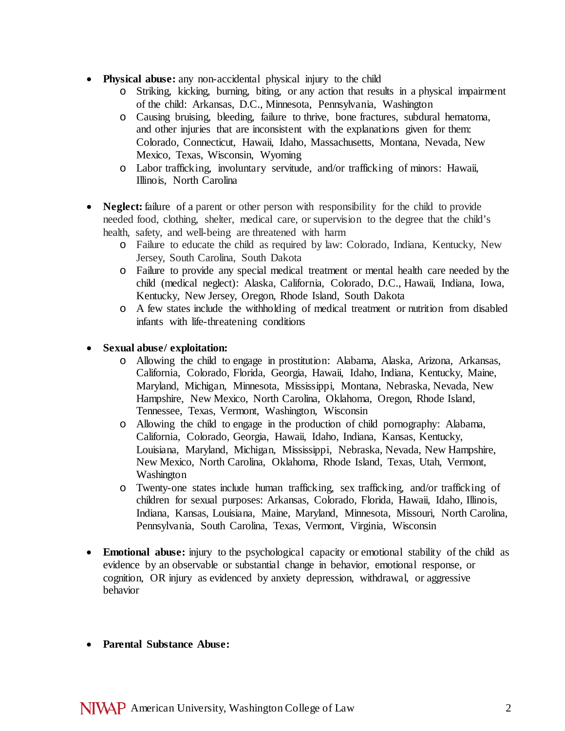- **Physical abuse:** any non-accidental physical injury to the child
  - Striking, kicking, burning, biting, or any action that results in a physical impairment of the child: Arkansas, D.C., Minnesota, Pennsylvania, Washington
  - Causing bruising, bleeding, failure to thrive, bone fractures, subdural hematoma, and other injuries that are inconsistent with the explanations given for them: Colorado, Connecticut, Hawaii, Idaho, Massachusetts, Montana, Nevada, New Mexico, Texas, Wisconsin, Wyoming
  - Labor trafficking, involuntary servitude, and/or trafficking of minors: Hawaii, Illinois, North Carolina

- **Neglect:** failure of a parent or other person with responsibility for the child to provide needed food, clothing, shelter, medical care, or supervision to the degree that the child's health, safety, and well-being are threatened with harm
  - Failure to educate the child as required by law: Colorado, Indiana, Kentucky, New Jersey, South Carolina, South Dakota
  - Failure to provide any special medical treatment or mental health care needed by the child (medical neglect): Alaska, California, Colorado, D.C., Hawaii, Indiana, Iowa, Kentucky, New Jersey, Oregon, Rhode Island, South Dakota
  - A few states include the withholding of medical treatment or nutrition from disabled infants with life-threatening conditions

- **Sexual abuse/ exploitation:**
  - Allowing the child to engage in prostitution: Alabama, Alaska, Arizona, Arkansas, California, Colorado, Florida, Georgia, Hawaii, Idaho, Indiana, Kentucky, Maine, Maryland, Michigan, Minnesota, Mississippi, Montana, Nebraska, Nevada, New Hampshire, New Mexico, North Carolina, Oklahoma, Oregon, Rhode Island, Tennessee, Texas, Vermont, Washington, Wisconsin
  - Allowing the child to engage in the production of child pornography: Alabama, California, Colorado, Georgia, Hawaii, Idaho, Indiana, Kansas, Kentucky, Louisiana, Maryland, Michigan, Mississippi, Nebraska, Nevada, New Hampshire, New Mexico, North Carolina, Oklahoma, Rhode Island, Texas, Utah, Vermont, Washington
  - Twenty-one states include human trafficking, sex trafficking, and/or trafficking of children for sexual purposes: Arkansas, Colorado, Florida, Hawaii, Idaho, Illinois, Indiana, Kansas, Louisiana, Maine, Maryland, Minnesota, Missouri, North Carolina, Pennsylvania, South Carolina, Texas, Vermont, Virginia, Wisconsin

- **Emotional abuse:** injury to the psychological capacity or emotional stability of the child as evidence by an observable or substantial change in behavior, emotional response, or cognition, OR injury as evidenced by anxiety depression, withdrawal, or aggressive behavior

- **Parental Substance Abuse:**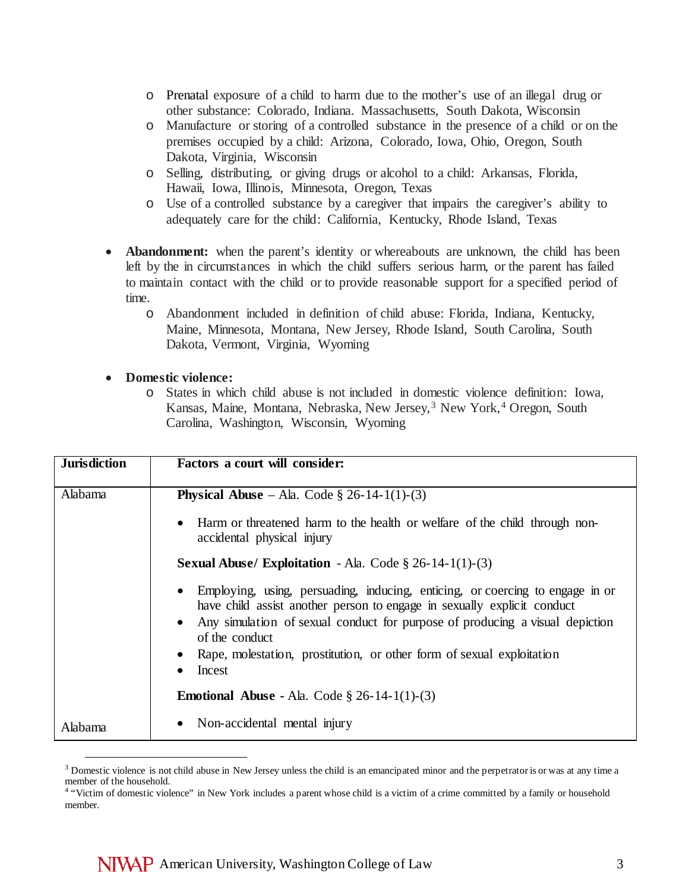- Prenatal exposure of a child to harm due to the mother's use of an illegal drug or other substance: Colorado, Indiana. Massachusetts, South Dakota, Wisconsin
    - Manufacture or storing of a controlled substance in the presence of a child or on the premises occupied by a child: Arizona, Colorado, Iowa, Ohio, Oregon, South Dakota, Virginia, Wisconsin
    - Selling, distributing, or giving drugs or alcohol to a child: Arkansas, Florida, Hawaii, Iowa, Illinois, Minnesota, Oregon, Texas
    - Use of a controlled substance by a caregiver that impairs the caregiver's ability to adequately care for the child: California, Kentucky, Rhode Island, Texas

- **Abandonment:** when the parent's identity or whereabouts are unknown, the child has been left by the in circumstances in which the child suffers serious harm, or the parent has failed to maintain contact with the child or to provide reasonable support for a specified period of time.
    - Abandonment included in definition of child abuse: Florida, Indiana, Kentucky, Maine, Minnesota, Montana, New Jersey, Rhode Island, South Carolina, South Dakota, Vermont, Virginia, Wyoming

- **Domestic violence:**
    - States in which child abuse is not included in domestic violence definition: Iowa, Kansas, Maine, Montana, Nebraska, New Jersey,[3] New York,[4] Oregon, South Carolina, Washington, Wisconsin, Wyoming

| **Jurisdiction** | **Factors a court will consider:** |
|---|---|
| Alabama | **Physical Abuse** – Ala. Code § 26-14-1(1)-(3)<br>• Harm or threatened harm to the health or welfare of the child through non-accidental physical injury<br>**Sexual Abuse/ Exploitation** - Ala. Code § 26-14-1(1)-(3)<br>• Employing, using, persuading, inducing, enticing, or coercing to engage in or have child assist another person to engage in sexually explicit conduct<br>• Any simulation of sexual conduct for purpose of producing a visual depiction of the conduct<br>• Rape, molestation, prostitution, or other form of sexual exploitation<br>• Incest<br>**Emotional Abuse** - Ala. Code § 26-14-1(1)-(3) |
| Alabama | • Non-accidental mental injury |

[3] Domestic violence is not child abuse in New Jersey unless the child is an emancipated minor and the perpetrator is or was at any time a member of the household.

[4] "Victim of domestic violence" in New York includes a parent whose child is a victim of a crime committed by a family or household member.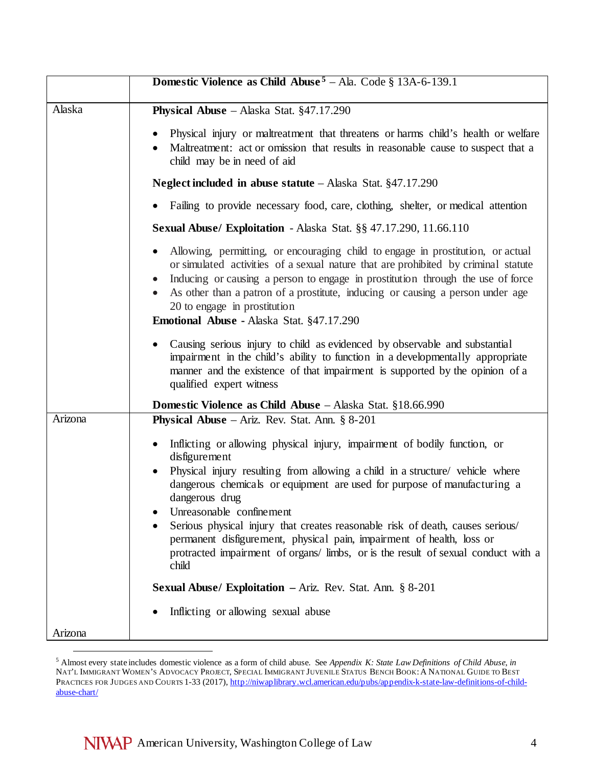| | |
|---|---|
| | **Domestic Violence as Child Abuse**[5] – Ala. Code § 13A-6-139.1 |
| Alaska | **Physical Abuse** – Alaska Stat. §47.17.290<br>• Physical injury or maltreatment that threatens or harms child's health or welfare<br>• Maltreatment: act or omission that results in reasonable cause to suspect that a child may be in need of aid<br>**Neglect included in abuse statute** – Alaska Stat. §47.17.290<br>• Failing to provide necessary food, care, clothing, shelter, or medical attention<br>**Sexual Abuse/ Exploitation** - Alaska Stat. §§ 47.17.290, 11.66.110<br>• Allowing, permitting, or encouraging child to engage in prostitution, or actual or simulated activities of a sexual nature that are prohibited by criminal statute<br>• Inducing or causing a person to engage in prostitution through the use of force<br>• As other than a patron of a prostitute, inducing or causing a person under age 20 to engage in prostitution<br>**Emotional Abuse** - Alaska Stat. §47.17.290<br>• Causing serious injury to child as evidenced by observable and substantial impairment in the child's ability to function in a developmentally appropriate manner and the existence of that impairment is supported by the opinion of a qualified expert witness<br>**Domestic Violence as Child Abuse** – Alaska Stat. §18.66.990 |
| Arizona | **Physical Abuse** – Ariz. Rev. Stat. Ann. § 8-201<br>• Inflicting or allowing physical injury, impairment of bodily function, or disfigurement<br>• Physical injury resulting from allowing a child in a structure/ vehicle where dangerous chemicals or equipment are used for purpose of manufacturing a dangerous drug<br>• Unreasonable confinement<br>• Serious physical injury that creates reasonable risk of death, causes serious/ permanent disfigurement, physical pain, impairment of health, loss or protracted impairment of organs/ limbs, or is the result of sexual conduct with a child<br>**Sexual Abuse/ Exploitation** – Ariz. Rev. Stat. Ann. § 8-201<br>• Inflicting or allowing sexual abuse<br><br>Arizona |

[5] Almost every state includes domestic violence as a form of child abuse. See *Appendix K: State Law Definitions of Child Abuse*, *in* NAT'L IMMIGRANT WOMEN'S ADVOCACY PROJECT, SPECIAL IMMIGRANT JUVENILE STATUS BENCH BOOK: A NATIONAL GUIDE TO BEST PRACTICES FOR JUDGES AND COURTS 1-33 (2017), http://niwaplibrary.wcl.american.edu/pubs/appendix-k-state-law-definitions-of-child-abuse-chart/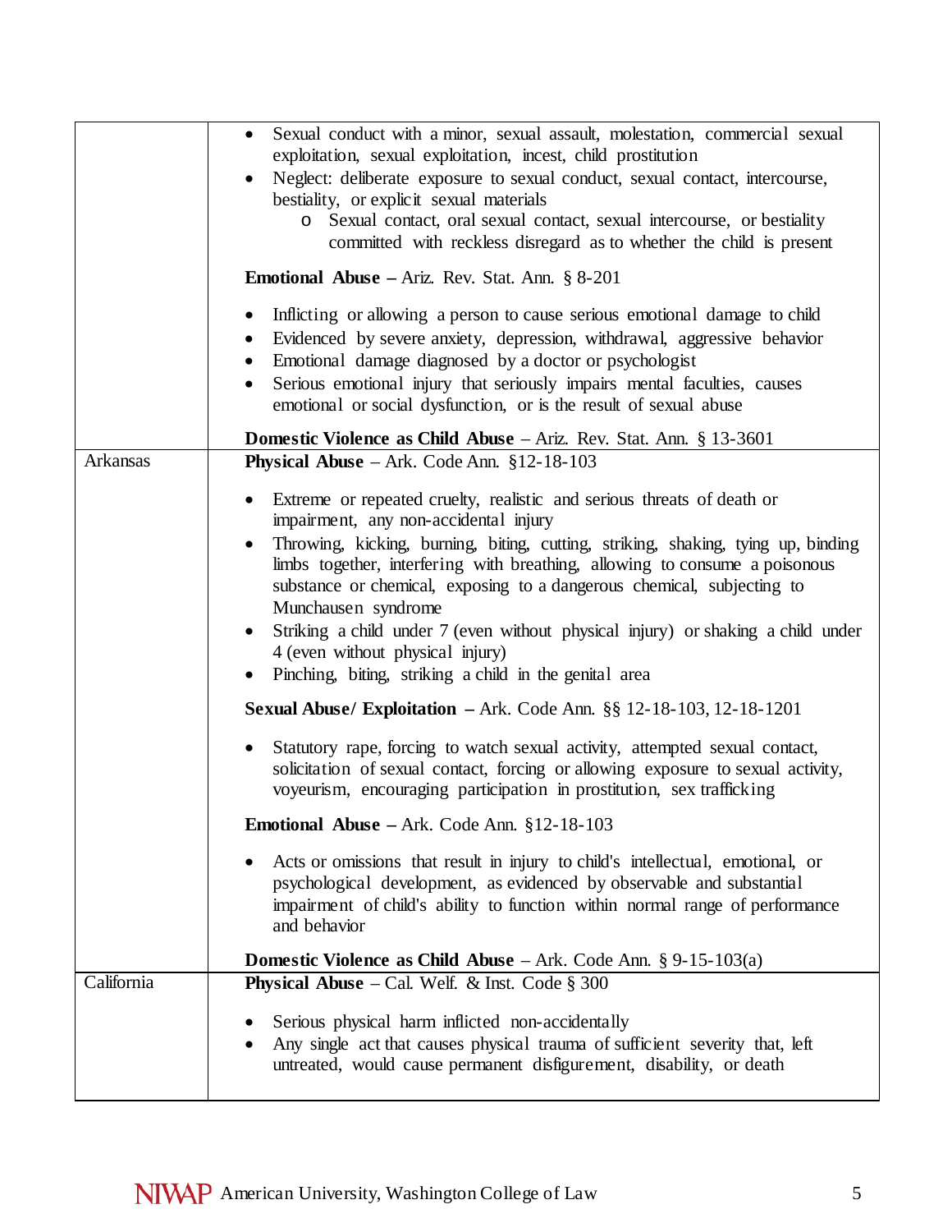| | |
|---|---|
| | • Sexual conduct with a minor, sexual assault, molestation, commercial sexual exploitation, sexual exploitation, incest, child prostitution<br>• Neglect: deliberate exposure to sexual conduct, sexual contact, intercourse, bestiality, or explicit sexual materials<br>&nbsp;&nbsp;&nbsp;&nbsp;o Sexual contact, oral sexual contact, sexual intercourse, or bestiality committed with reckless disregard as to whether the child is present<br><br>**Emotional Abuse –** Ariz. Rev. Stat. Ann. § 8-201<br><br>• Inflicting or allowing a person to cause serious emotional damage to child<br>• Evidenced by severe anxiety, depression, withdrawal, aggressive behavior<br>• Emotional damage diagnosed by a doctor or psychologist<br>• Serious emotional injury that seriously impairs mental faculties, causes emotional or social dysfunction, or is the result of sexual abuse<br><br>**Domestic Violence as Child Abuse** – Ariz. Rev. Stat. Ann. § 13-3601 |
| Arkansas | **Physical Abuse** – Ark. Code Ann. §12-18-103<br><br>• Extreme or repeated cruelty, realistic and serious threats of death or impairment, any non-accidental injury<br>• Throwing, kicking, burning, biting, cutting, striking, shaking, tying up, binding limbs together, interfering with breathing, allowing to consume a poisonous substance or chemical, exposing to a dangerous chemical, subjecting to Munchausen syndrome<br>• Striking a child under 7 (even without physical injury) or shaking a child under 4 (even without physical injury)<br>• Pinching, biting, striking a child in the genital area<br><br>**Sexual Abuse/ Exploitation –** Ark. Code Ann. §§ 12-18-103, 12-18-1201<br><br>• Statutory rape, forcing to watch sexual activity, attempted sexual contact, solicitation of sexual contact, forcing or allowing exposure to sexual activity, voyeurism, encouraging participation in prostitution, sex trafficking<br><br>**Emotional Abuse –** Ark. Code Ann. §12-18-103<br><br>• Acts or omissions that result in injury to child's intellectual, emotional, or psychological development, as evidenced by observable and substantial impairment of child's ability to function within normal range of performance and behavior<br><br>**Domestic Violence as Child Abuse** – Ark. Code Ann. § 9-15-103(a) |
| California | **Physical Abuse** – Cal. Welf. & Inst. Code § 300<br><br>• Serious physical harm inflicted non-accidentally<br>• Any single act that causes physical trauma of sufficient severity that, left untreated, would cause permanent disfigurement, disability, or death |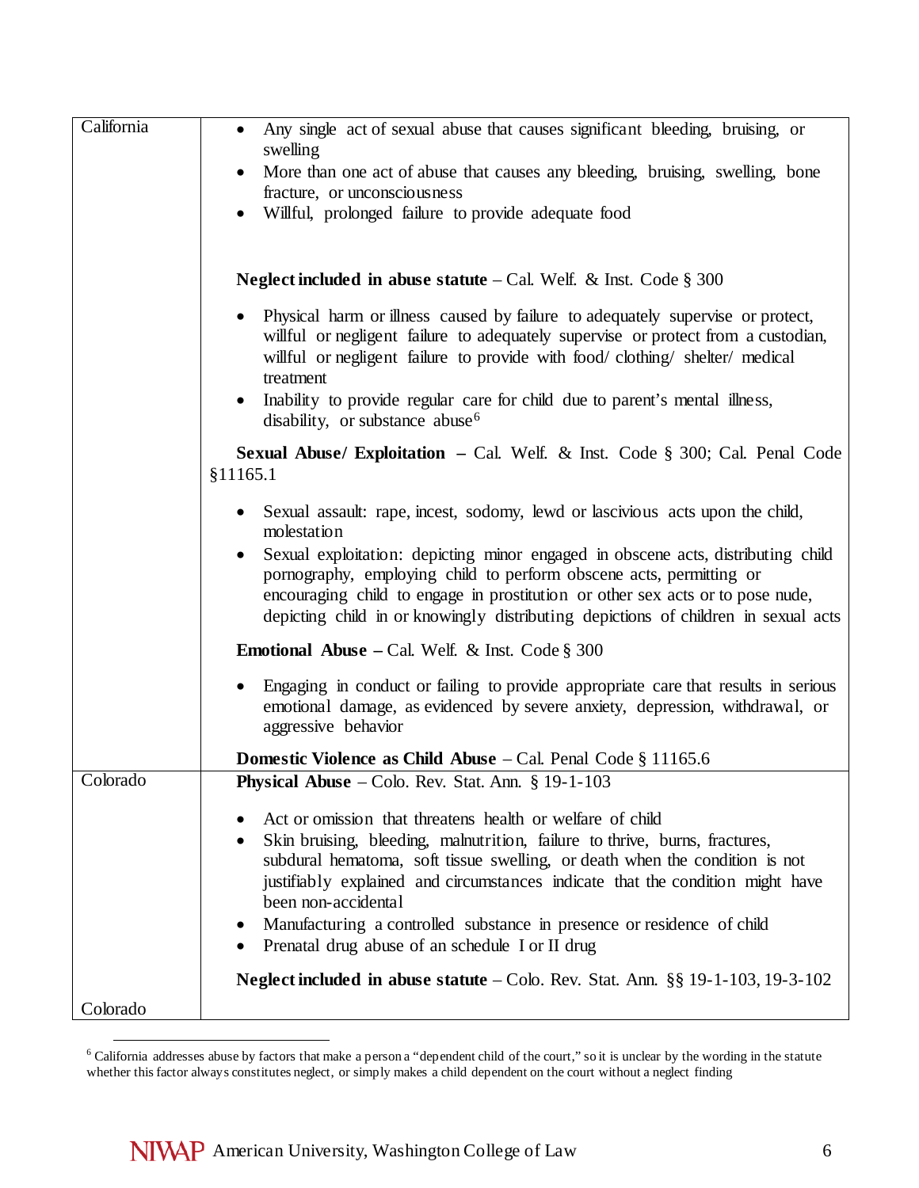| | |
|---|---|
| California | • Any single act of sexual abuse that causes significant bleeding, bruising, or swelling<br>• More than one act of abuse that causes any bleeding, bruising, swelling, bone fracture, or unconsciousness<br>• Willful, prolonged failure to provide adequate food<br><br>**Neglect included in abuse statute** – Cal. Welf. & Inst. Code § 300<br><br>• Physical harm or illness caused by failure to adequately supervise or protect, willful or negligent failure to adequately supervise or protect from a custodian, willful or negligent failure to provide with food/ clothing/ shelter/ medical treatment<br>• Inability to provide regular care for child due to parent's mental illness, disability, or substance abuse[6]<br><br>**Sexual Abuse/ Exploitation** – Cal. Welf. & Inst. Code § 300; Cal. Penal Code §11165.1<br><br>• Sexual assault: rape, incest, sodomy, lewd or lascivious acts upon the child, molestation<br>• Sexual exploitation: depicting minor engaged in obscene acts, distributing child pornography, employing child to perform obscene acts, permitting or encouraging child to engage in prostitution or other sex acts or to pose nude, depicting child in or knowingly distributing depictions of children in sexual acts<br><br>**Emotional Abuse** – Cal. Welf. & Inst. Code § 300<br><br>• Engaging in conduct or failing to provide appropriate care that results in serious emotional damage, as evidenced by severe anxiety, depression, withdrawal, or aggressive behavior<br><br>**Domestic Violence as Child Abuse** – Cal. Penal Code § 11165.6 |
| Colorado<br><br>Colorado | **Physical Abuse** – Colo. Rev. Stat. Ann. § 19-1-103<br><br>• Act or omission that threatens health or welfare of child<br>• Skin bruising, bleeding, malnutrition, failure to thrive, burns, fractures, subdural hematoma, soft tissue swelling, or death when the condition is not justifiably explained and circumstances indicate that the condition might have been non-accidental<br>• Manufacturing a controlled substance in presence or residence of child<br>• Prenatal drug abuse of an schedule I or II drug<br><br>**Neglect included in abuse statute** – Colo. Rev. Stat. Ann. §§ 19-1-103, 19-3-102 |

[6] California addresses abuse by factors that make a person a "dependent child of the court," so it is unclear by the wording in the statute whether this factor always constitutes neglect, or simply makes a child dependent on the court without a neglect finding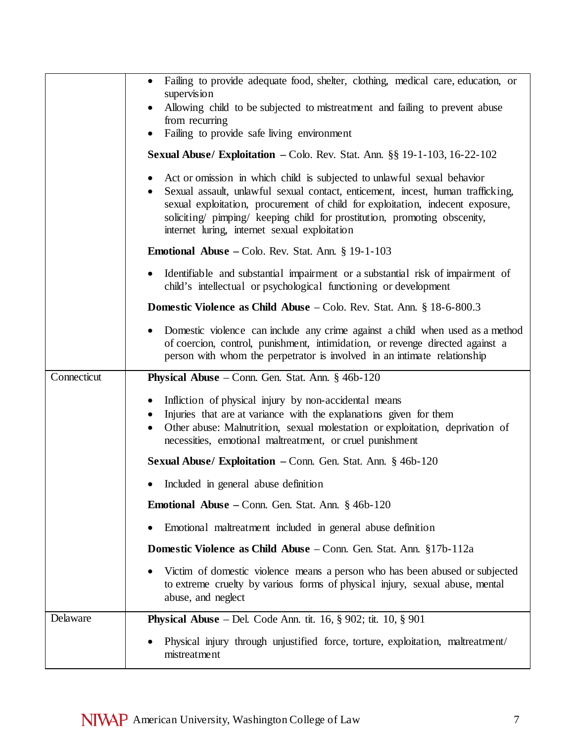| | |
|---|---|
| | • Failing to provide adequate food, shelter, clothing, medical care, education, or supervision<br>• Allowing child to be subjected to mistreatment and failing to prevent abuse from recurring<br>• Failing to provide safe living environment<br><br>**Sexual Abuse/ Exploitation** – Colo. Rev. Stat. Ann. §§ 19-1-103, 16-22-102<br><br>• Act or omission in which child is subjected to unlawful sexual behavior<br>• Sexual assault, unlawful sexual contact, enticement, incest, human trafficking, sexual exploitation, procurement of child for exploitation, indecent exposure, soliciting/ pimping/ keeping child for prostitution, promoting obscenity, internet luring, internet sexual exploitation<br><br>**Emotional Abuse** – Colo. Rev. Stat. Ann. § 19-1-103<br><br>• Identifiable and substantial impairment or a substantial risk of impairment of child's intellectual or psychological functioning or development<br><br>**Domestic Violence as Child Abuse** – Colo. Rev. Stat. Ann. § 18-6-800.3<br><br>• Domestic violence can include any crime against a child when used as a method of coercion, control, punishment, intimidation, or revenge directed against a person with whom the perpetrator is involved in an intimate relationship |
| Connecticut | **Physical Abuse** – Conn. Gen. Stat. Ann. § 46b-120<br><br>• Infliction of physical injury by non-accidental means<br>• Injuries that are at variance with the explanations given for them<br>• Other abuse: Malnutrition, sexual molestation or exploitation, deprivation of necessities, emotional maltreatment, or cruel punishment<br><br>**Sexual Abuse/ Exploitation** – Conn. Gen. Stat. Ann. § 46b-120<br><br>• Included in general abuse definition<br><br>**Emotional Abuse** – Conn. Gen. Stat. Ann. § 46b-120<br><br>• Emotional maltreatment included in general abuse definition<br><br>**Domestic Violence as Child Abuse** – Conn. Gen. Stat. Ann. §17b-112a<br><br>• Victim of domestic violence means a person who has been abused or subjected to extreme cruelty by various forms of physical injury, sexual abuse, mental abuse, and neglect |
| Delaware | **Physical Abuse** – Del. Code Ann. tit. 16, § 902; tit. 10, § 901<br><br>• Physical injury through unjustified force, torture, exploitation, maltreatment/ mistreatment |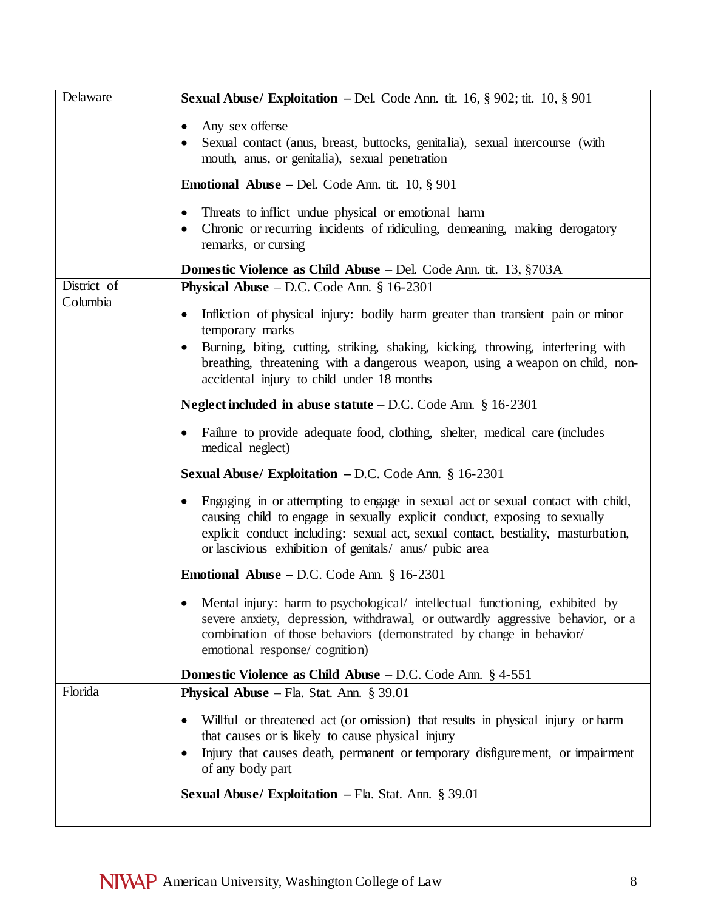| | |
|---|---|
| Delaware | **Sexual Abuse/ Exploitation** – Del. Code Ann. tit. 16, § 902; tit. 10, § 901<br><br>• Any sex offense<br>• Sexual contact (anus, breast, buttocks, genitalia), sexual intercourse (with mouth, anus, or genitalia), sexual penetration<br><br>**Emotional Abuse** – Del. Code Ann. tit. 10, § 901<br><br>• Threats to inflict undue physical or emotional harm<br>• Chronic or recurring incidents of ridiculing, demeaning, making derogatory remarks, or cursing<br><br>**Domestic Violence as Child Abuse** – Del. Code Ann. tit. 13, §703A |
| District of Columbia | **Physical Abuse** – D.C. Code Ann. § 16-2301<br><br>• Infliction of physical injury: bodily harm greater than transient pain or minor temporary marks<br>• Burning, biting, cutting, striking, shaking, kicking, throwing, interfering with breathing, threatening with a dangerous weapon, using a weapon on child, non-accidental injury to child under 18 months<br><br>**Neglect included in abuse statute** – D.C. Code Ann. § 16-2301<br><br>• Failure to provide adequate food, clothing, shelter, medical care (includes medical neglect)<br><br>**Sexual Abuse/ Exploitation** – D.C. Code Ann. § 16-2301<br><br>• Engaging in or attempting to engage in sexual act or sexual contact with child, causing child to engage in sexually explicit conduct, exposing to sexually explicit conduct including: sexual act, sexual contact, bestiality, masturbation, or lascivious exhibition of genitals/ anus/ pubic area<br><br>**Emotional Abuse** – D.C. Code Ann. § 16-2301<br><br>• Mental injury: harm to psychological/ intellectual functioning, exhibited by severe anxiety, depression, withdrawal, or outwardly aggressive behavior, or a combination of those behaviors (demonstrated by change in behavior/ emotional response/ cognition)<br><br>**Domestic Violence as Child Abuse** – D.C. Code Ann. § 4-551 |
| Florida | **Physical Abuse** – Fla. Stat. Ann. § 39.01<br><br>• Willful or threatened act (or omission) that results in physical injury or harm that causes or is likely to cause physical injury<br>• Injury that causes death, permanent or temporary disfigurement, or impairment of any body part<br><br>**Sexual Abuse/ Exploitation** – Fla. Stat. Ann. § 39.01 |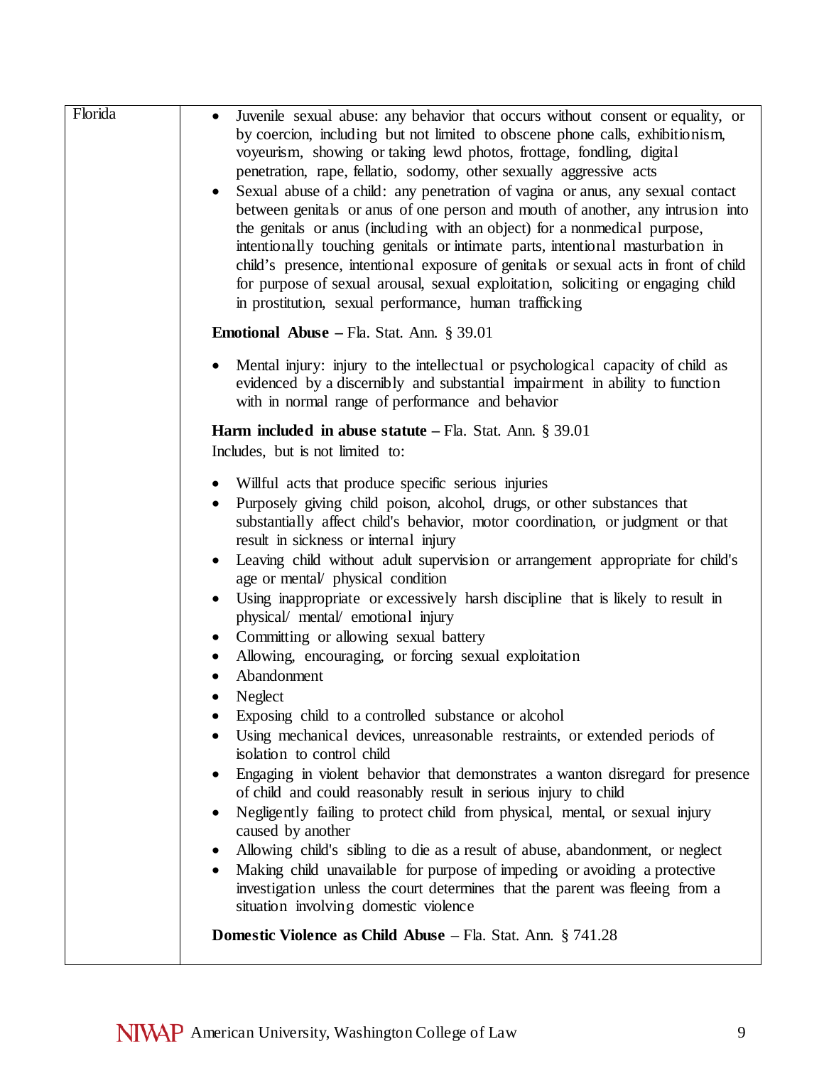| Florida | Content |
|---|---|
| Florida | • Juvenile sexual abuse: any behavior that occurs without consent or equality, or by coercion, including but not limited to obscene phone calls, exhibitionism, voyeurism, showing or taking lewd photos, frottage, fondling, digital penetration, rape, fellatio, sodomy, other sexually aggressive acts<br>• Sexual abuse of a child: any penetration of vagina or anus, any sexual contact between genitals or anus of one person and mouth of another, any intrusion into the genitals or anus (including with an object) for a nonmedical purpose, intentionally touching genitals or intimate parts, intentional masturbation in child's presence, intentional exposure of genitals or sexual acts in front of child for purpose of sexual arousal, sexual exploitation, soliciting or engaging child in prostitution, sexual performance, human trafficking<br><br>**Emotional Abuse** – Fla. Stat. Ann. § 39.01<br><br>• Mental injury: injury to the intellectual or psychological capacity of child as evidenced by a discernibly and substantial impairment in ability to function with in normal range of performance and behavior<br><br>**Harm included in abuse statute** – Fla. Stat. Ann. § 39.01<br>Includes, but is not limited to:<br><br>• Willful acts that produce specific serious injuries<br>• Purposely giving child poison, alcohol, drugs, or other substances that substantially affect child's behavior, motor coordination, or judgment or that result in sickness or internal injury<br>• Leaving child without adult supervision or arrangement appropriate for child's age or mental/ physical condition<br>• Using inappropriate or excessively harsh discipline that is likely to result in physical/ mental/ emotional injury<br>• Committing or allowing sexual battery<br>• Allowing, encouraging, or forcing sexual exploitation<br>• Abandonment<br>• Neglect<br>• Exposing child to a controlled substance or alcohol<br>• Using mechanical devices, unreasonable restraints, or extended periods of isolation to control child<br>• Engaging in violent behavior that demonstrates a wanton disregard for presence of child and could reasonably result in serious injury to child<br>• Negligently failing to protect child from physical, mental, or sexual injury caused by another<br>• Allowing child's sibling to die as a result of abuse, abandonment, or neglect<br>• Making child unavailable for purpose of impeding or avoiding a protective investigation unless the court determines that the parent was fleeing from a situation involving domestic violence<br><br>**Domestic Violence as Child Abuse** – Fla. Stat. Ann. § 741.28 |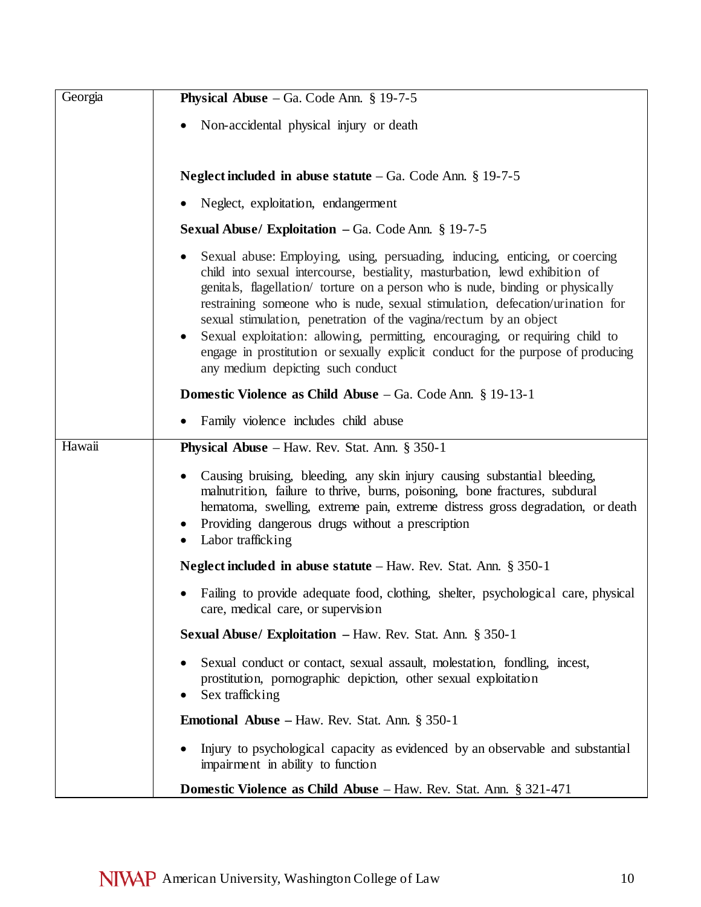| | |
|---|---|
| Georgia | **Physical Abuse** – Ga. Code Ann. § 19-7-5<br><br>• Non-accidental physical injury or death<br><br>**Neglect included in abuse statute** – Ga. Code Ann. § 19-7-5<br><br>• Neglect, exploitation, endangerment<br><br>**Sexual Abuse/ Exploitation** – Ga. Code Ann. § 19-7-5<br><br>• Sexual abuse: Employing, using, persuading, inducing, enticing, or coercing child into sexual intercourse, bestiality, masturbation, lewd exhibition of genitals, flagellation/ torture on a person who is nude, binding or physically restraining someone who is nude, sexual stimulation, defecation/urination for sexual stimulation, penetration of the vagina/rectum by an object<br>• Sexual exploitation: allowing, permitting, encouraging, or requiring child to engage in prostitution or sexually explicit conduct for the purpose of producing any medium depicting such conduct<br><br>**Domestic Violence as Child Abuse** – Ga. Code Ann. § 19-13-1<br><br>• Family violence includes child abuse |
| Hawaii | **Physical Abuse** – Haw. Rev. Stat. Ann. § 350-1<br><br>• Causing bruising, bleeding, any skin injury causing substantial bleeding, malnutrition, failure to thrive, burns, poisoning, bone fractures, subdural hematoma, swelling, extreme pain, extreme distress gross degradation, or death<br>• Providing dangerous drugs without a prescription<br>• Labor trafficking<br><br>**Neglect included in abuse statute** – Haw. Rev. Stat. Ann. § 350-1<br><br>• Failing to provide adequate food, clothing, shelter, psychological care, physical care, medical care, or supervision<br><br>**Sexual Abuse/ Exploitation** – Haw. Rev. Stat. Ann. § 350-1<br><br>• Sexual conduct or contact, sexual assault, molestation, fondling, incest, prostitution, pornographic depiction, other sexual exploitation<br>• Sex trafficking<br><br>**Emotional Abuse** – Haw. Rev. Stat. Ann. § 350-1<br><br>• Injury to psychological capacity as evidenced by an observable and substantial impairment in ability to function<br><br>**Domestic Violence as Child Abuse** – Haw. Rev. Stat. Ann. § 321-471 |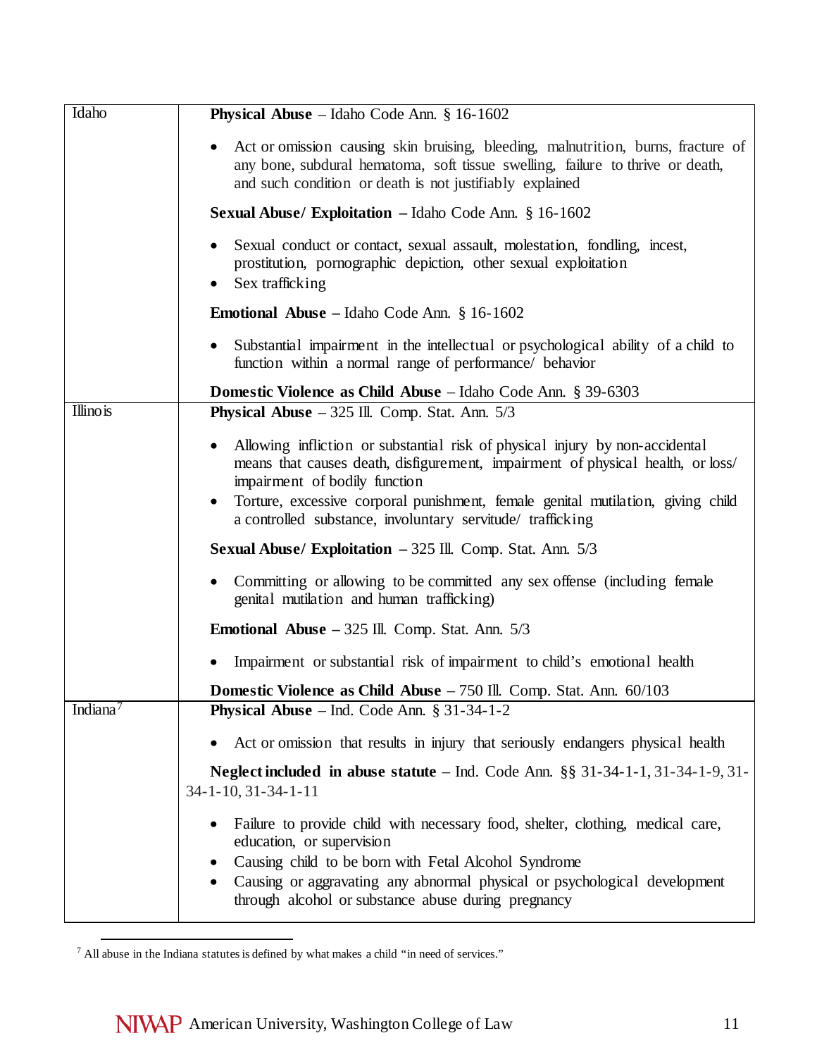| | |
|---|---|
| Idaho | **Physical Abuse** – Idaho Code Ann. § 16-1602<br><br>• Act or omission causing skin bruising, bleeding, malnutrition, burns, fracture of any bone, subdural hematoma, soft tissue swelling, failure to thrive or death, and such condition or death is not justifiably explained<br><br>**Sexual Abuse/ Exploitation** – Idaho Code Ann. § 16-1602<br><br>• Sexual conduct or contact, sexual assault, molestation, fondling, incest, prostitution, pornographic depiction, other sexual exploitation<br>• Sex trafficking<br><br>**Emotional Abuse** – Idaho Code Ann. § 16-1602<br><br>• Substantial impairment in the intellectual or psychological ability of a child to function within a normal range of performance/ behavior<br><br>**Domestic Violence as Child Abuse** – Idaho Code Ann. § 39-6303 |
| Illinois | **Physical Abuse** – 325 Ill. Comp. Stat. Ann. 5/3<br><br>• Allowing infliction or substantial risk of physical injury by non-accidental means that causes death, disfigurement, impairment of physical health, or loss/ impairment of bodily function<br>• Torture, excessive corporal punishment, female genital mutilation, giving child a controlled substance, involuntary servitude/ trafficking<br><br>**Sexual Abuse/ Exploitation** – 325 Ill. Comp. Stat. Ann. 5/3<br><br>• Committing or allowing to be committed any sex offense (including female genital mutilation and human trafficking)<br><br>**Emotional Abuse** – 325 Ill. Comp. Stat. Ann. 5/3<br><br>• Impairment or substantial risk of impairment to child's emotional health<br><br>**Domestic Violence as Child Abuse** – 750 Ill. Comp. Stat. Ann. 60/103 |
| Indiana[7] | **Physical Abuse** – Ind. Code Ann. § 31-34-1-2<br><br>• Act or omission that results in injury that seriously endangers physical health<br><br>**Neglect included in abuse statute** – Ind. Code Ann. §§ 31-34-1-1, 31-34-1-9, 31-34-1-10, 31-34-1-11<br><br>• Failure to provide child with necessary food, shelter, clothing, medical care, education, or supervision<br>• Causing child to be born with Fetal Alcohol Syndrome<br>• Causing or aggravating any abnormal physical or psychological development through alcohol or substance abuse during pregnancy |

[7] All abuse in the Indiana statutes is defined by what makes a child "in need of services."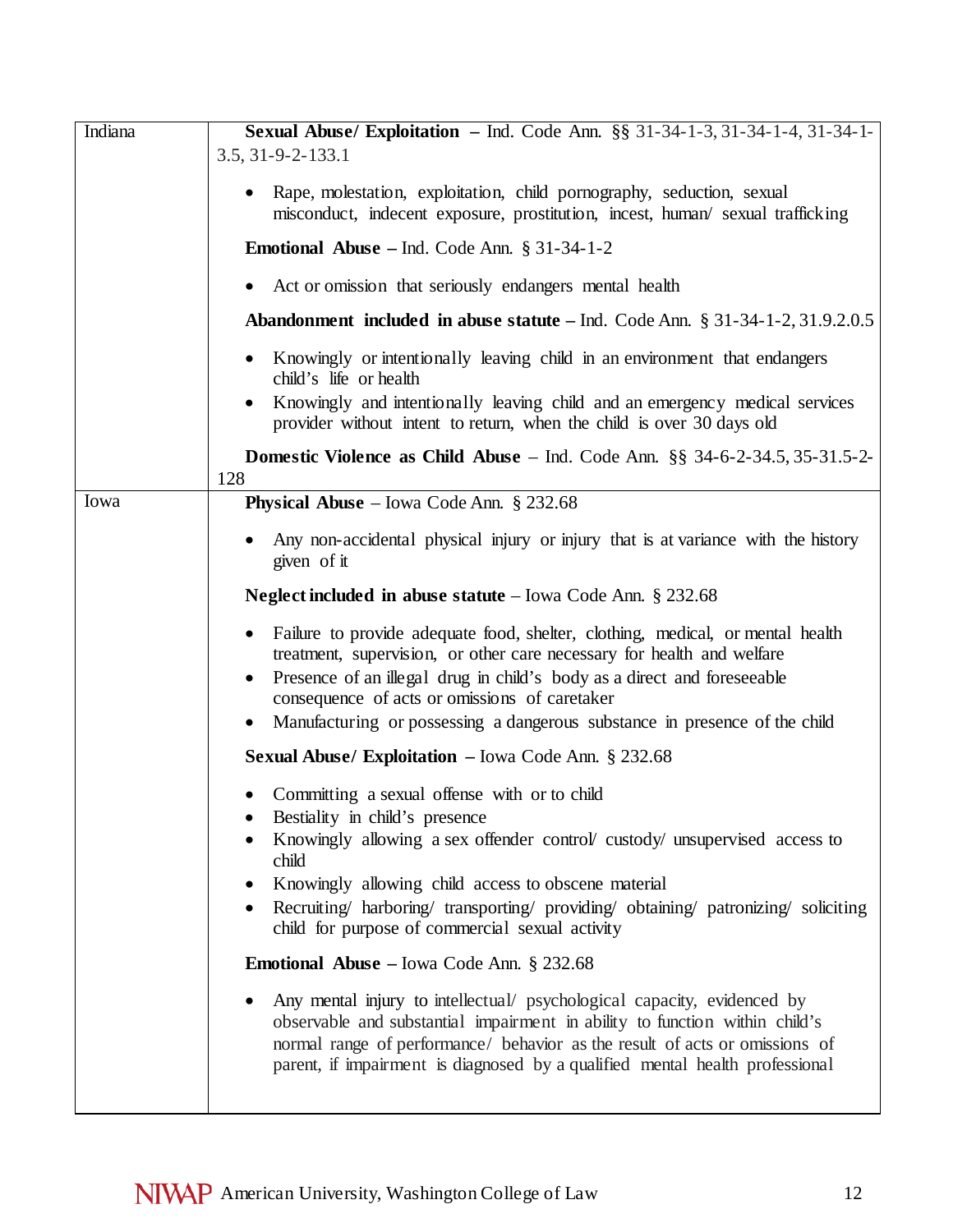| | |
|---|---|
| Indiana | **Sexual Abuse/ Exploitation** – Ind. Code Ann. §§ 31-34-1-3, 31-34-1-4, 31-34-1-3.5, 31-9-2-133.1<br><br>• Rape, molestation, exploitation, child pornography, seduction, sexual misconduct, indecent exposure, prostitution, incest, human/ sexual trafficking<br><br>**Emotional Abuse** – Ind. Code Ann. § 31-34-1-2<br><br>• Act or omission that seriously endangers mental health<br><br>**Abandonment included in abuse statute** – Ind. Code Ann. § 31-34-1-2, 31.9.2.0.5<br><br>• Knowingly or intentionally leaving child in an environment that endangers child's life or health<br>• Knowingly and intentionally leaving child and an emergency medical services provider without intent to return, when the child is over 30 days old<br><br>**Domestic Violence as Child Abuse** – Ind. Code Ann. §§ 34-6-2-34.5, 35-31.5-2-128 |
| Iowa | **Physical Abuse** – Iowa Code Ann. § 232.68<br><br>• Any non-accidental physical injury or injury that is at variance with the history given of it<br><br>**Neglect included in abuse statute** – Iowa Code Ann. § 232.68<br><br>• Failure to provide adequate food, shelter, clothing, medical, or mental health treatment, supervision, or other care necessary for health and welfare<br>• Presence of an illegal drug in child's body as a direct and foreseeable consequence of acts or omissions of caretaker<br>• Manufacturing or possessing a dangerous substance in presence of the child<br><br>**Sexual Abuse/ Exploitation** – Iowa Code Ann. § 232.68<br><br>• Committing a sexual offense with or to child<br>• Bestiality in child's presence<br>• Knowingly allowing a sex offender control/ custody/ unsupervised access to child<br>• Knowingly allowing child access to obscene material<br>• Recruiting/ harboring/ transporting/ providing/ obtaining/ patronizing/ soliciting child for purpose of commercial sexual activity<br><br>**Emotional Abuse** – Iowa Code Ann. § 232.68<br><br>• Any mental injury to intellectual/ psychological capacity, evidenced by observable and substantial impairment in ability to function within child's normal range of performance/ behavior as the result of acts or omissions of parent, if impairment is diagnosed by a qualified mental health professional |

NIWAP American University, Washington College of Law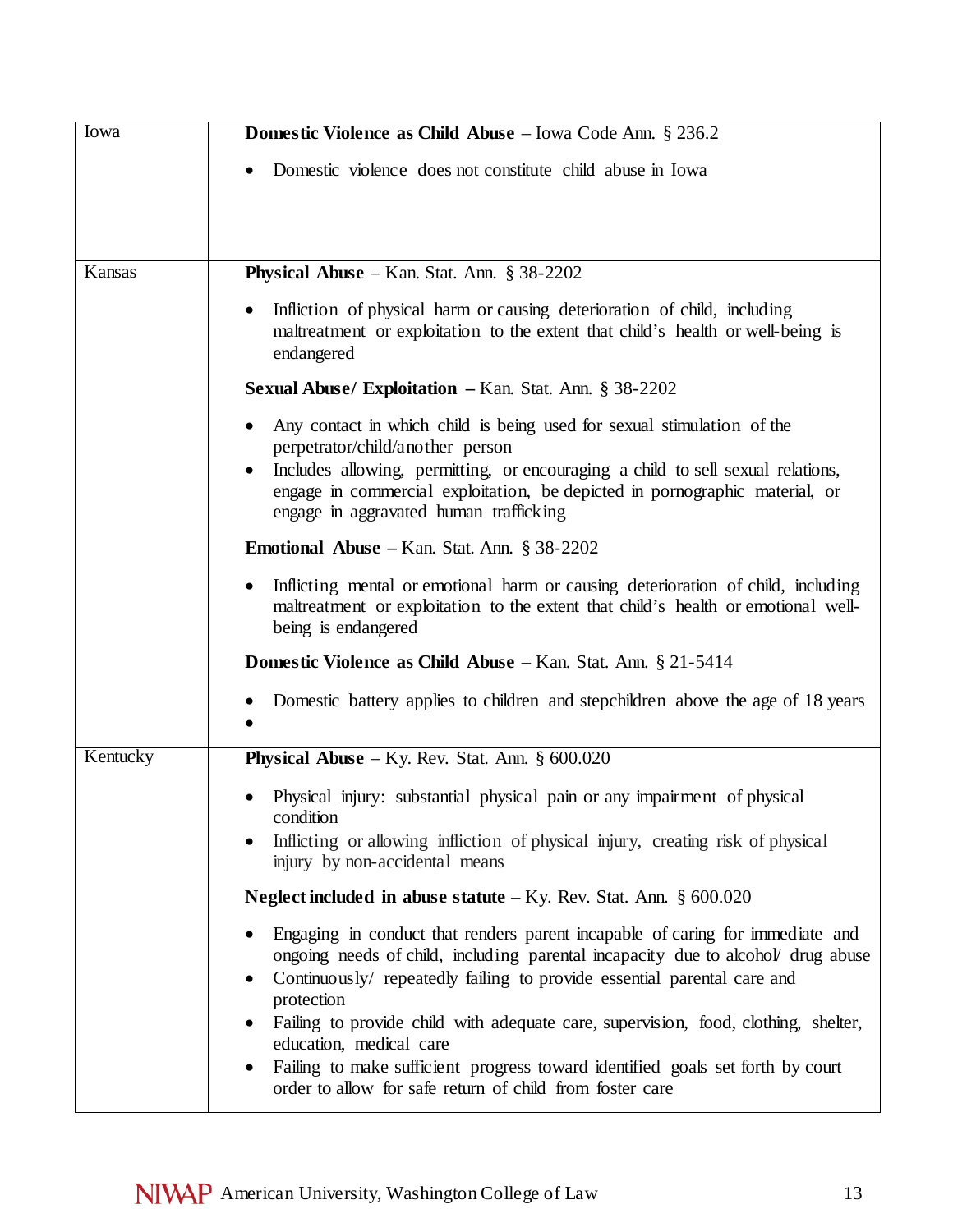| | |
|---|---|
| Iowa | **Domestic Violence as Child Abuse** – Iowa Code Ann. § 236.2<br>• Domestic violence does not constitute child abuse in Iowa |
| Kansas | **Physical Abuse** – Kan. Stat. Ann. § 38-2202<br>• Infliction of physical harm or causing deterioration of child, including maltreatment or exploitation to the extent that child's health or well-being is endangered<br>**Sexual Abuse/ Exploitation –** Kan. Stat. Ann. § 38-2202<br>• Any contact in which child is being used for sexual stimulation of the perpetrator/child/another person<br>• Includes allowing, permitting, or encouraging a child to sell sexual relations, engage in commercial exploitation, be depicted in pornographic material, or engage in aggravated human trafficking<br>**Emotional Abuse –** Kan. Stat. Ann. § 38-2202<br>• Inflicting mental or emotional harm or causing deterioration of child, including maltreatment or exploitation to the extent that child's health or emotional well-being is endangered<br>**Domestic Violence as Child Abuse** – Kan. Stat. Ann. § 21-5414<br>• Domestic battery applies to children and stepchildren above the age of 18 years<br>• |
| Kentucky | **Physical Abuse** – Ky. Rev. Stat. Ann. § 600.020<br>• Physical injury: substantial physical pain or any impairment of physical condition<br>• Inflicting or allowing infliction of physical injury, creating risk of physical injury by non-accidental means<br>**Neglect included in abuse statute** – Ky. Rev. Stat. Ann. § 600.020<br>• Engaging in conduct that renders parent incapable of caring for immediate and ongoing needs of child, including parental incapacity due to alcohol/ drug abuse<br>• Continuously/ repeatedly failing to provide essential parental care and protection<br>• Failing to provide child with adequate care, supervision, food, clothing, shelter, education, medical care<br>• Failing to make sufficient progress toward identified goals set forth by court order to allow for safe return of child from foster care |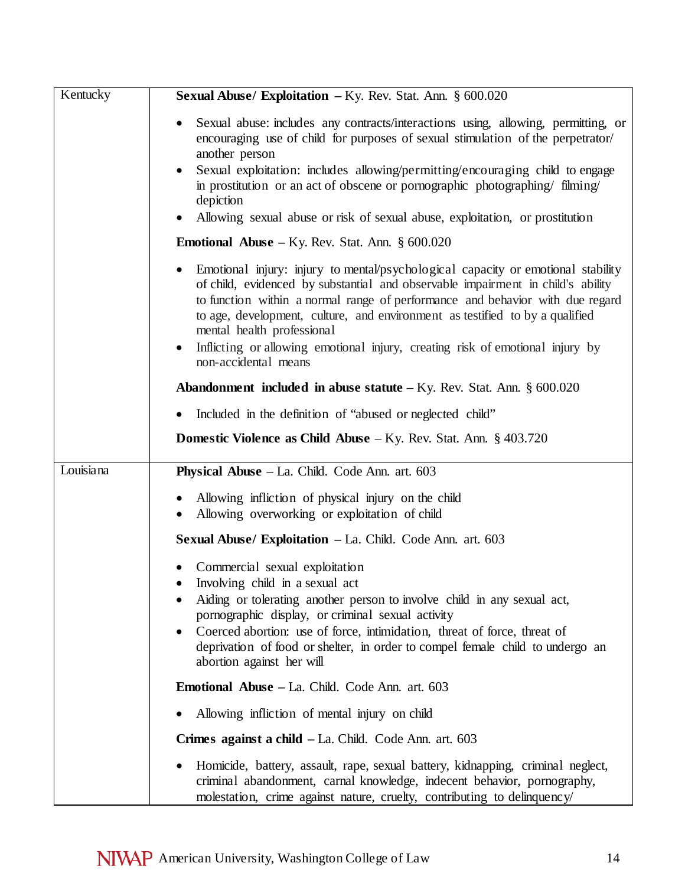| | |
|---|---|
| Kentucky | **Sexual Abuse/ Exploitation –** Ky. Rev. Stat. Ann. § 600.020<br><br>• Sexual abuse: includes any contracts/interactions using, allowing, permitting, or encouraging use of child for purposes of sexual stimulation of the perpetrator/ another person<br>• Sexual exploitation: includes allowing/permitting/encouraging child to engage in prostitution or an act of obscene or pornographic photographing/ filming/ depiction<br>• Allowing sexual abuse or risk of sexual abuse, exploitation, or prostitution<br><br>**Emotional Abuse –** Ky. Rev. Stat. Ann. § 600.020<br><br>• Emotional injury: injury to mental/psychological capacity or emotional stability of child, evidenced by substantial and observable impairment in child's ability to function within a normal range of performance and behavior with due regard to age, development, culture, and environment as testified to by a qualified mental health professional<br>• Inflicting or allowing emotional injury, creating risk of emotional injury by non-accidental means<br><br>**Abandonment included in abuse statute –** Ky. Rev. Stat. Ann. § 600.020<br><br>• Included in the definition of "abused or neglected child"<br><br>**Domestic Violence as Child Abuse** – Ky. Rev. Stat. Ann. § 403.720 |
| Louisiana | **Physical Abuse** – La. Child. Code Ann. art. 603<br><br>• Allowing infliction of physical injury on the child<br>• Allowing overworking or exploitation of child<br><br>**Sexual Abuse/ Exploitation –** La. Child. Code Ann. art. 603<br><br>• Commercial sexual exploitation<br>• Involving child in a sexual act<br>• Aiding or tolerating another person to involve child in any sexual act, pornographic display, or criminal sexual activity<br>• Coerced abortion: use of force, intimidation, threat of force, threat of deprivation of food or shelter, in order to compel female child to undergo an abortion against her will<br><br>**Emotional Abuse –** La. Child. Code Ann. art. 603<br><br>• Allowing infliction of mental injury on child<br><br>**Crimes against a child –** La. Child. Code Ann. art. 603<br><br>• Homicide, battery, assault, rape, sexual battery, kidnapping, criminal neglect, criminal abandonment, carnal knowledge, indecent behavior, pornography, molestation, crime against nature, cruelty, contributing to delinquency/ |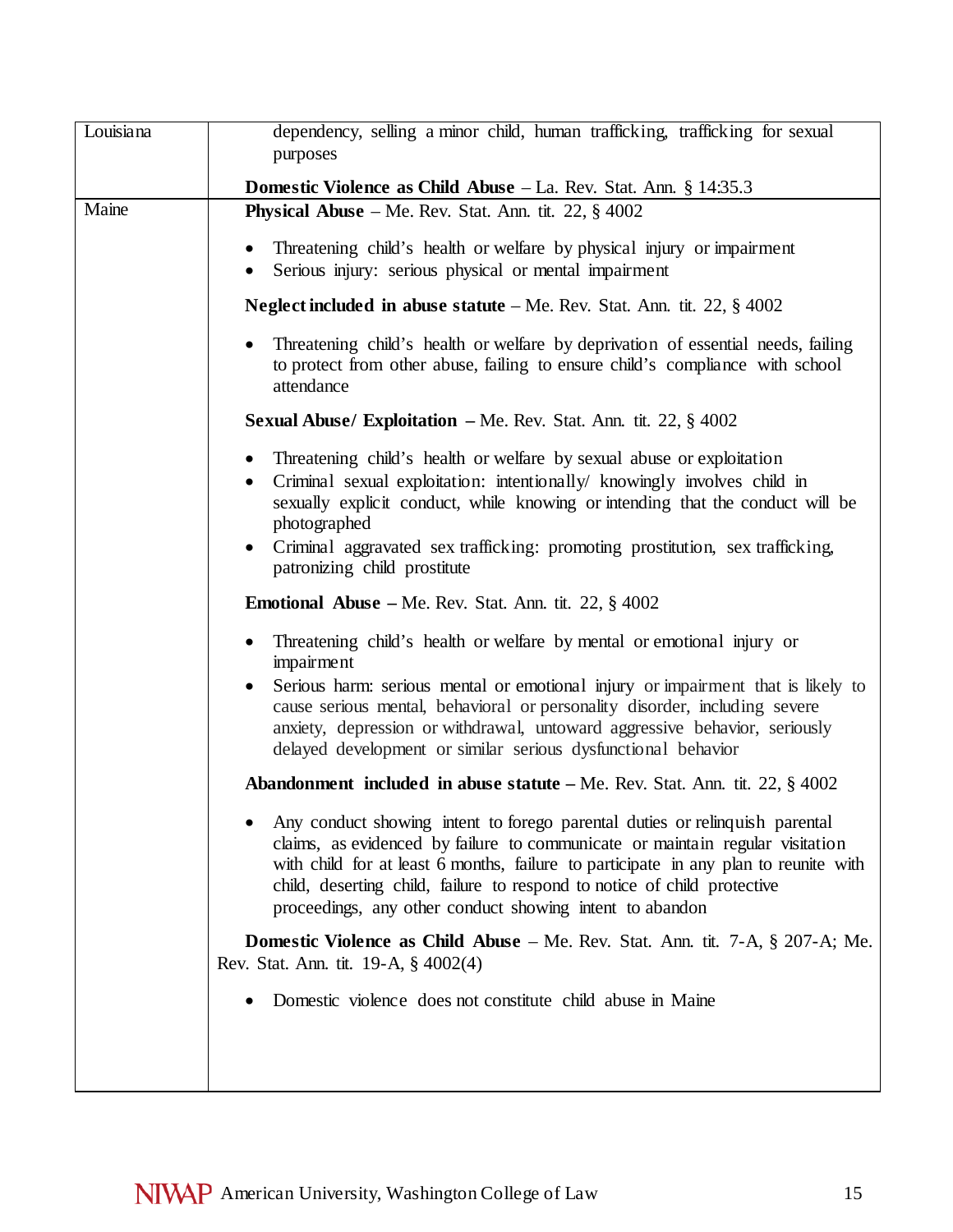| State | Provisions |
|---|---|
| Louisiana | dependency, selling a minor child, human trafficking, trafficking for sexual purposes<br><br>**Domestic Violence as Child Abuse** – La. Rev. Stat. Ann. § 14:35.3 |
| Maine | **Physical Abuse** – Me. Rev. Stat. Ann. tit. 22, § 4002<br><br>• Threatening child's health or welfare by physical injury or impairment<br>• Serious injury: serious physical or mental impairment<br><br>**Neglect included in abuse statute** – Me. Rev. Stat. Ann. tit. 22, § 4002<br><br>• Threatening child's health or welfare by deprivation of essential needs, failing to protect from other abuse, failing to ensure child's compliance with school attendance<br><br>**Sexual Abuse/ Exploitation** – Me. Rev. Stat. Ann. tit. 22, § 4002<br><br>• Threatening child's health or welfare by sexual abuse or exploitation<br>• Criminal sexual exploitation: intentionally/ knowingly involves child in sexually explicit conduct, while knowing or intending that the conduct will be photographed<br>• Criminal aggravated sex trafficking: promoting prostitution, sex trafficking, patronizing child prostitute<br><br>**Emotional Abuse** – Me. Rev. Stat. Ann. tit. 22, § 4002<br><br>• Threatening child's health or welfare by mental or emotional injury or impairment<br>• Serious harm: serious mental or emotional injury or impairment that is likely to cause serious mental, behavioral or personality disorder, including severe anxiety, depression or withdrawal, untoward aggressive behavior, seriously delayed development or similar serious dysfunctional behavior<br><br>**Abandonment included in abuse statute** – Me. Rev. Stat. Ann. tit. 22, § 4002<br><br>• Any conduct showing intent to forego parental duties or relinquish parental claims, as evidenced by failure to communicate or maintain regular visitation with child for at least 6 months, failure to participate in any plan to reunite with child, deserting child, failure to respond to notice of child protective proceedings, any other conduct showing intent to abandon<br><br>**Domestic Violence as Child Abuse** – Me. Rev. Stat. Ann. tit. 7-A, § 207-A; Me. Rev. Stat. Ann. tit. 19-A, § 4002(4)<br><br>• Domestic violence does not constitute child abuse in Maine |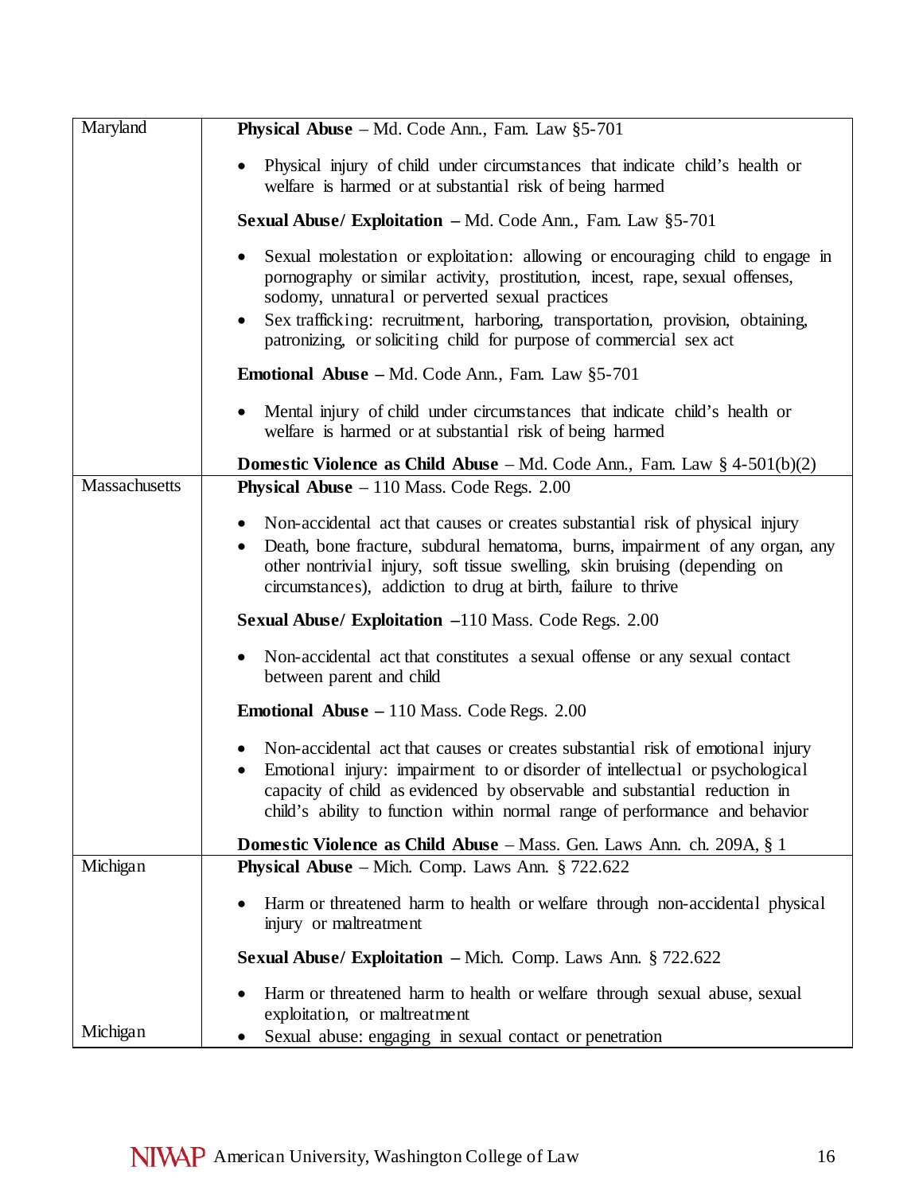| | |
|---|---|
| Maryland | **Physical Abuse** – Md. Code Ann., Fam. Law §5-701<br><br>• Physical injury of child under circumstances that indicate child's health or welfare is harmed or at substantial risk of being harmed<br><br>**Sexual Abuse/ Exploitation –** Md. Code Ann., Fam. Law §5-701<br><br>• Sexual molestation or exploitation: allowing or encouraging child to engage in pornography or similar activity, prostitution, incest, rape, sexual offenses, sodomy, unnatural or perverted sexual practices<br>• Sex trafficking: recruitment, harboring, transportation, provision, obtaining, patronizing, or soliciting child for purpose of commercial sex act<br><br>**Emotional Abuse –** Md. Code Ann., Fam. Law §5-701<br><br>• Mental injury of child under circumstances that indicate child's health or welfare is harmed or at substantial risk of being harmed<br><br>**Domestic Violence as Child Abuse** – Md. Code Ann., Fam. Law § 4-501(b)(2) |
| Massachusetts | **Physical Abuse** – 110 Mass. Code Regs. 2.00<br><br>• Non-accidental act that causes or creates substantial risk of physical injury<br>• Death, bone fracture, subdural hematoma, burns, impairment of any organ, any other nontrivial injury, soft tissue swelling, skin bruising (depending on circumstances), addiction to drug at birth, failure to thrive<br><br>**Sexual Abuse/ Exploitation –**110 Mass. Code Regs. 2.00<br><br>• Non-accidental act that constitutes a sexual offense or any sexual contact between parent and child<br><br>**Emotional Abuse –** 110 Mass. Code Regs. 2.00<br><br>• Non-accidental act that causes or creates substantial risk of emotional injury<br>• Emotional injury: impairment to or disorder of intellectual or psychological capacity of child as evidenced by observable and substantial reduction in child's ability to function within normal range of performance and behavior<br><br>**Domestic Violence as Child Abuse** – Mass. Gen. Laws Ann. ch. 209A, § 1 |
| Michigan | **Physical Abuse** – Mich. Comp. Laws Ann. § 722.622<br><br>• Harm or threatened harm to health or welfare through non-accidental physical injury or maltreatment<br><br>**Sexual Abuse/ Exploitation –** Mich. Comp. Laws Ann. § 722.622<br><br>• Harm or threatened harm to health or welfare through sexual abuse, sexual exploitation, or maltreatment |
| Michigan | • Sexual abuse: engaging in sexual contact or penetration |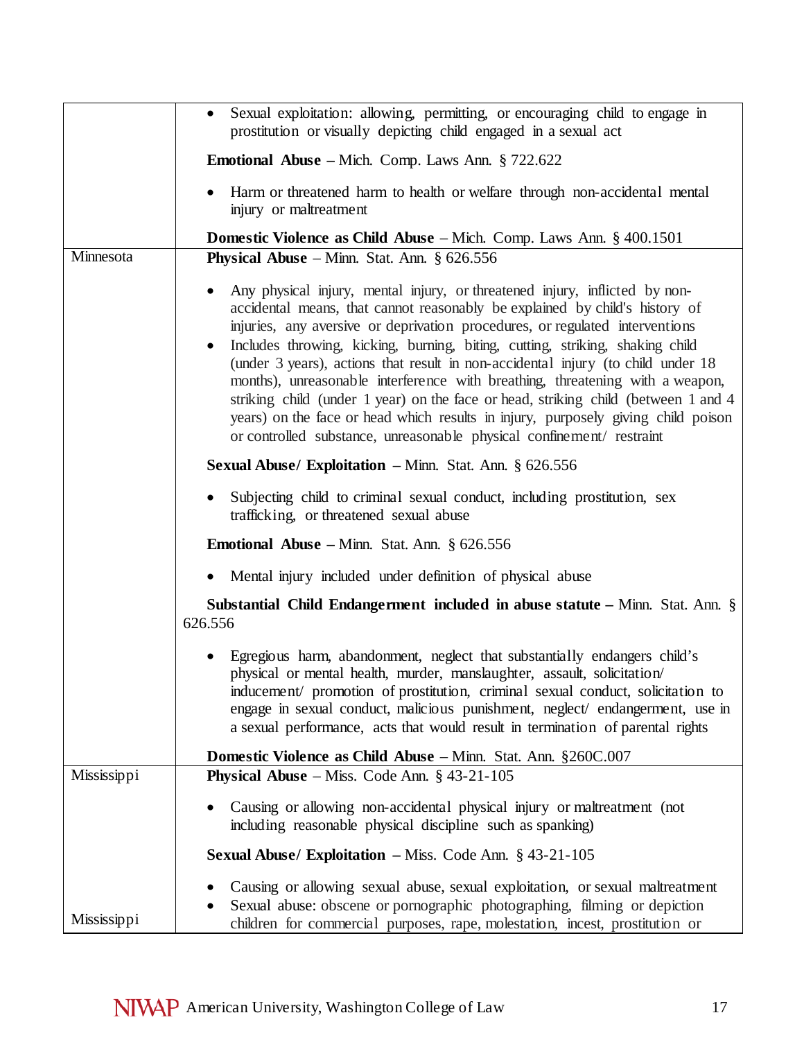| | |
|---|---|
| | • Sexual exploitation: allowing, permitting, or encouraging child to engage in prostitution or visually depicting child engaged in a sexual act<br><br>**Emotional Abuse –** Mich. Comp. Laws Ann. § 722.622<br><br>• Harm or threatened harm to health or welfare through non-accidental mental injury or maltreatment<br><br>**Domestic Violence as Child Abuse** – Mich. Comp. Laws Ann. § 400.1501 |
| Minnesota | **Physical Abuse** – Minn. Stat. Ann. § 626.556<br><br>• Any physical injury, mental injury, or threatened injury, inflicted by non-accidental means, that cannot reasonably be explained by child's history of injuries, any aversive or deprivation procedures, or regulated interventions<br>• Includes throwing, kicking, burning, biting, cutting, striking, shaking child (under 3 years), actions that result in non-accidental injury (to child under 18 months), unreasonable interference with breathing, threatening with a weapon, striking child (under 1 year) on the face or head, striking child (between 1 and 4 years) on the face or head which results in injury, purposely giving child poison or controlled substance, unreasonable physical confinement/ restraint<br><br>**Sexual Abuse/ Exploitation –** Minn. Stat. Ann. § 626.556<br><br>• Subjecting child to criminal sexual conduct, including prostitution, sex trafficking, or threatened sexual abuse<br><br>**Emotional Abuse –** Minn. Stat. Ann. § 626.556<br><br>• Mental injury included under definition of physical abuse<br><br>**Substantial Child Endangerment included in abuse statute –** Minn. Stat. Ann. § 626.556<br><br>• Egregious harm, abandonment, neglect that substantially endangers child's physical or mental health, murder, manslaughter, assault, solicitation/ inducement/ promotion of prostitution, criminal sexual conduct, solicitation to engage in sexual conduct, malicious punishment, neglect/ endangerment, use in a sexual performance, acts that would result in termination of parental rights<br><br>**Domestic Violence as Child Abuse** – Minn. Stat. Ann. §260C.007 |
| Mississippi | **Physical Abuse** – Miss. Code Ann. § 43-21-105<br><br>• Causing or allowing non-accidental physical injury or maltreatment (not including reasonable physical discipline such as spanking)<br><br>**Sexual Abuse/ Exploitation –** Miss. Code Ann. § 43-21-105<br><br>• Causing or allowing sexual abuse, sexual exploitation, or sexual maltreatment<br>• Sexual abuse: obscene or pornographic photographing, filming or depiction children for commercial purposes, rape, molestation, incest, prostitution or |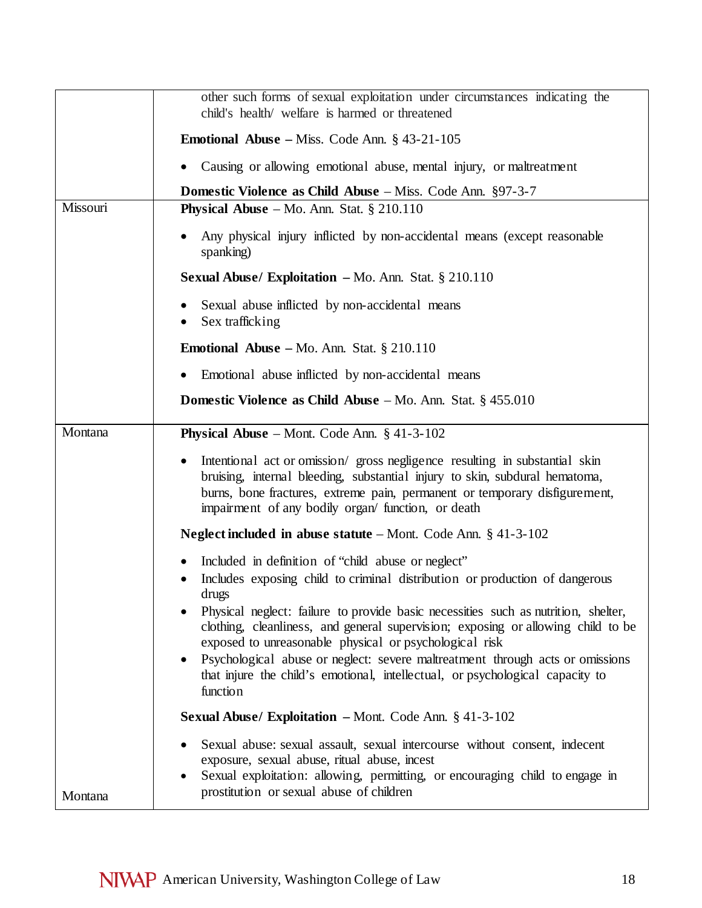| | |
|---|---|
| | other such forms of sexual exploitation under circumstances indicating the child's health/ welfare is harmed or threatened<br><br>**Emotional Abuse –** Miss. Code Ann. § 43-21-105<br><br>• Causing or allowing emotional abuse, mental injury, or maltreatment<br><br>**Domestic Violence as Child Abuse** – Miss. Code Ann. §97-3-7 |
| Missouri | **Physical Abuse** – Mo. Ann. Stat. § 210.110<br><br>• Any physical injury inflicted by non-accidental means (except reasonable spanking)<br><br>**Sexual Abuse/ Exploitation –** Mo. Ann. Stat. § 210.110<br><br>• Sexual abuse inflicted by non-accidental means<br>• Sex trafficking<br><br>**Emotional Abuse –** Mo. Ann. Stat. § 210.110<br><br>• Emotional abuse inflicted by non-accidental means<br><br>**Domestic Violence as Child Abuse** – Mo. Ann. Stat. § 455.010 |
| Montana<br><br>Montana | **Physical Abuse** – Mont. Code Ann. § 41-3-102<br><br>• Intentional act or omission/ gross negligence resulting in substantial skin bruising, internal bleeding, substantial injury to skin, subdural hematoma, burns, bone fractures, extreme pain, permanent or temporary disfigurement, impairment of any bodily organ/ function, or death<br><br>**Neglect included in abuse statute** – Mont. Code Ann. § 41-3-102<br><br>• Included in definition of "child abuse or neglect"<br>• Includes exposing child to criminal distribution or production of dangerous drugs<br>• Physical neglect: failure to provide basic necessities such as nutrition, shelter, clothing, cleanliness, and general supervision; exposing or allowing child to be exposed to unreasonable physical or psychological risk<br>• Psychological abuse or neglect: severe maltreatment through acts or omissions that injure the child's emotional, intellectual, or psychological capacity to function<br><br>**Sexual Abuse/ Exploitation –** Mont. Code Ann. § 41-3-102<br><br>• Sexual abuse: sexual assault, sexual intercourse without consent, indecent exposure, sexual abuse, ritual abuse, incest<br>• Sexual exploitation: allowing, permitting, or encouraging child to engage in prostitution or sexual abuse of children |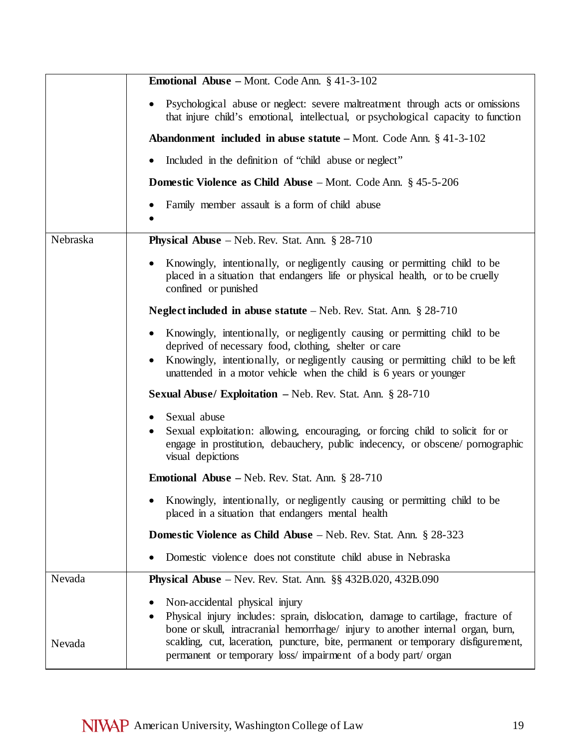| | |
|---|---|
| | **Emotional Abuse –** Mont. Code Ann. § 41-3-102<br><br>• Psychological abuse or neglect: severe maltreatment through acts or omissions that injure child's emotional, intellectual, or psychological capacity to function<br><br>**Abandonment included in abuse statute –** Mont. Code Ann. § 41-3-102<br><br>• Included in the definition of "child abuse or neglect"<br><br>**Domestic Violence as Child Abuse** – Mont. Code Ann. § 45-5-206<br><br>• Family member assault is a form of child abuse<br>• |
| Nebraska | **Physical Abuse** – Neb. Rev. Stat. Ann. § 28-710<br><br>• Knowingly, intentionally, or negligently causing or permitting child to be placed in a situation that endangers life or physical health, or to be cruelly confined or punished<br><br>**Neglect included in abuse statute** – Neb. Rev. Stat. Ann. § 28-710<br><br>• Knowingly, intentionally, or negligently causing or permitting child to be deprived of necessary food, clothing, shelter or care<br>• Knowingly, intentionally, or negligently causing or permitting child to be left unattended in a motor vehicle when the child is 6 years or younger<br><br>**Sexual Abuse/ Exploitation –** Neb. Rev. Stat. Ann. § 28-710<br><br>• Sexual abuse<br>• Sexual exploitation: allowing, encouraging, or forcing child to solicit for or engage in prostitution, debauchery, public indecency, or obscene/ pornographic visual depictions<br><br>**Emotional Abuse –** Neb. Rev. Stat. Ann. § 28-710<br><br>• Knowingly, intentionally, or negligently causing or permitting child to be placed in a situation that endangers mental health<br><br>**Domestic Violence as Child Abuse** – Neb. Rev. Stat. Ann. § 28-323<br><br>• Domestic violence does not constitute child abuse in Nebraska |
| Nevada<br><br><br>Nevada | **Physical Abuse** – Nev. Rev. Stat. Ann. §§ 432B.020, 432B.090<br><br>• Non-accidental physical injury<br>• Physical injury includes: sprain, dislocation, damage to cartilage, fracture of bone or skull, intracranial hemorrhage/ injury to another internal organ, burn, scalding, cut, laceration, puncture, bite, permanent or temporary disfigurement, permanent or temporary loss/ impairment of a body part/ organ |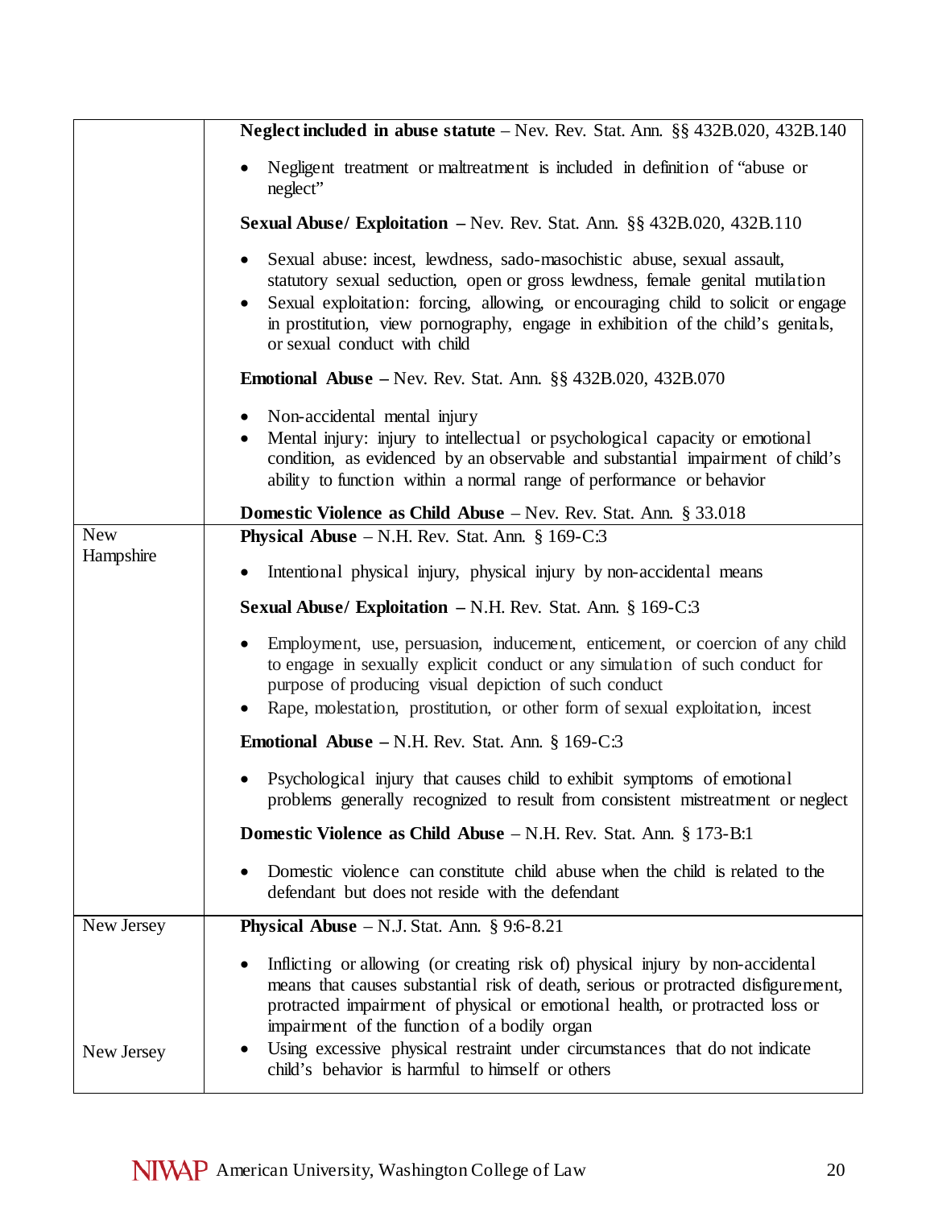| | |
|---|---|
| | **Neglect included in abuse statute** – Nev. Rev. Stat. Ann. §§ 432B.020, 432B.140<br><br>• Negligent treatment or maltreatment is included in definition of "abuse or neglect"<br><br>**Sexual Abuse/ Exploitation** – Nev. Rev. Stat. Ann. §§ 432B.020, 432B.110<br><br>• Sexual abuse: incest, lewdness, sado-masochistic abuse, sexual assault, statutory sexual seduction, open or gross lewdness, female genital mutilation<br>• Sexual exploitation: forcing, allowing, or encouraging child to solicit or engage in prostitution, view pornography, engage in exhibition of the child's genitals, or sexual conduct with child<br><br>**Emotional Abuse** – Nev. Rev. Stat. Ann. §§ 432B.020, 432B.070<br><br>• Non-accidental mental injury<br>• Mental injury: injury to intellectual or psychological capacity or emotional condition, as evidenced by an observable and substantial impairment of child's ability to function within a normal range of performance or behavior<br><br>**Domestic Violence as Child Abuse** – Nev. Rev. Stat. Ann. § 33.018 |
| New Hampshire | **Physical Abuse** – N.H. Rev. Stat. Ann. § 169-C:3<br><br>• Intentional physical injury, physical injury by non-accidental means<br><br>**Sexual Abuse/ Exploitation** – N.H. Rev. Stat. Ann. § 169-C:3<br><br>• Employment, use, persuasion, inducement, enticement, or coercion of any child to engage in sexually explicit conduct or any simulation of such conduct for purpose of producing visual depiction of such conduct<br>• Rape, molestation, prostitution, or other form of sexual exploitation, incest<br><br>**Emotional Abuse** – N.H. Rev. Stat. Ann. § 169-C:3<br><br>• Psychological injury that causes child to exhibit symptoms of emotional problems generally recognized to result from consistent mistreatment or neglect<br><br>**Domestic Violence as Child Abuse** – N.H. Rev. Stat. Ann. § 173-B:1<br><br>• Domestic violence can constitute child abuse when the child is related to the defendant but does not reside with the defendant |
| New Jersey<br><br>New Jersey | **Physical Abuse** – N.J. Stat. Ann. § 9:6-8.21<br><br>• Inflicting or allowing (or creating risk of) physical injury by non-accidental means that causes substantial risk of death, serious or protracted disfigurement, protracted impairment of physical or emotional health, or protracted loss or impairment of the function of a bodily organ<br>• Using excessive physical restraint under circumstances that do not indicate child's behavior is harmful to himself or others |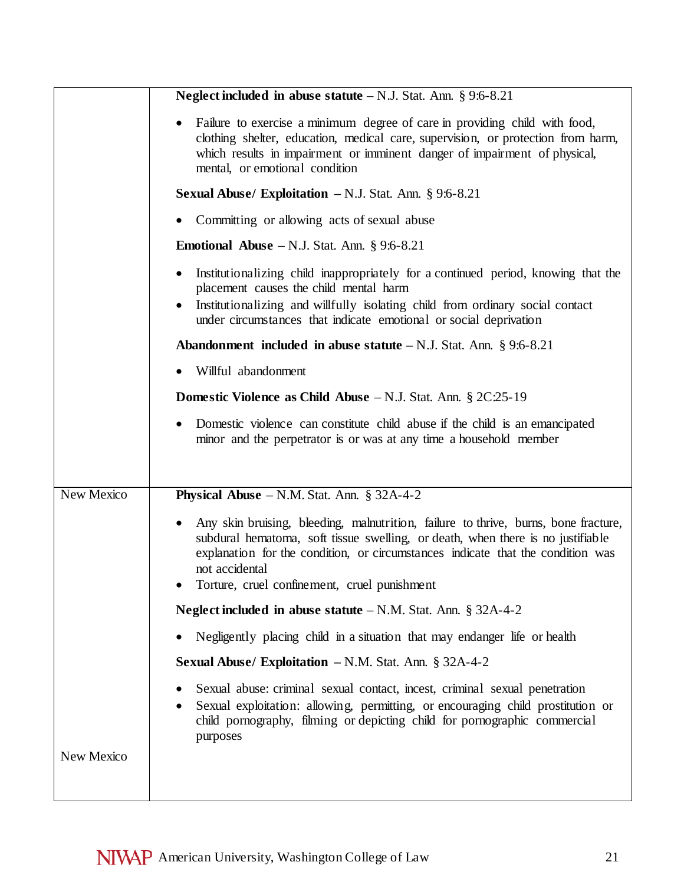| | |
|---|---|
| | **Neglect included in abuse statute** – N.J. Stat. Ann. § 9:6-8.21<br><br>• Failure to exercise a minimum degree of care in providing child with food, clothing shelter, education, medical care, supervision, or protection from harm, which results in impairment or imminent danger of impairment of physical, mental, or emotional condition<br><br>**Sexual Abuse/ Exploitation** – N.J. Stat. Ann. § 9:6-8.21<br><br>• Committing or allowing acts of sexual abuse<br><br>**Emotional Abuse** – N.J. Stat. Ann. § 9:6-8.21<br><br>• Institutionalizing child inappropriately for a continued period, knowing that the placement causes the child mental harm<br>• Institutionalizing and willfully isolating child from ordinary social contact under circumstances that indicate emotional or social deprivation<br><br>**Abandonment included in abuse statute** – N.J. Stat. Ann. § 9:6-8.21<br><br>• Willful abandonment<br><br>**Domestic Violence as Child Abuse** – N.J. Stat. Ann. § 2C:25-19<br><br>• Domestic violence can constitute child abuse if the child is an emancipated minor and the perpetrator is or was at any time a household member |
| New Mexico<br><br><br><br><br><br><br><br><br><br><br><br><br><br>New Mexico | **Physical Abuse** – N.M. Stat. Ann. § 32A-4-2<br><br>• Any skin bruising, bleeding, malnutrition, failure to thrive, burns, bone fracture, subdural hematoma, soft tissue swelling, or death, when there is no justifiable explanation for the condition, or circumstances indicate that the condition was not accidental<br>• Torture, cruel confinement, cruel punishment<br><br>**Neglect included in abuse statute** – N.M. Stat. Ann. § 32A-4-2<br><br>• Negligently placing child in a situation that may endanger life or health<br><br>**Sexual Abuse/ Exploitation** – N.M. Stat. Ann. § 32A-4-2<br><br>• Sexual abuse: criminal sexual contact, incest, criminal sexual penetration<br>• Sexual exploitation: allowing, permitting, or encouraging child prostitution or child pornography, filming or depicting child for pornographic commercial purposes |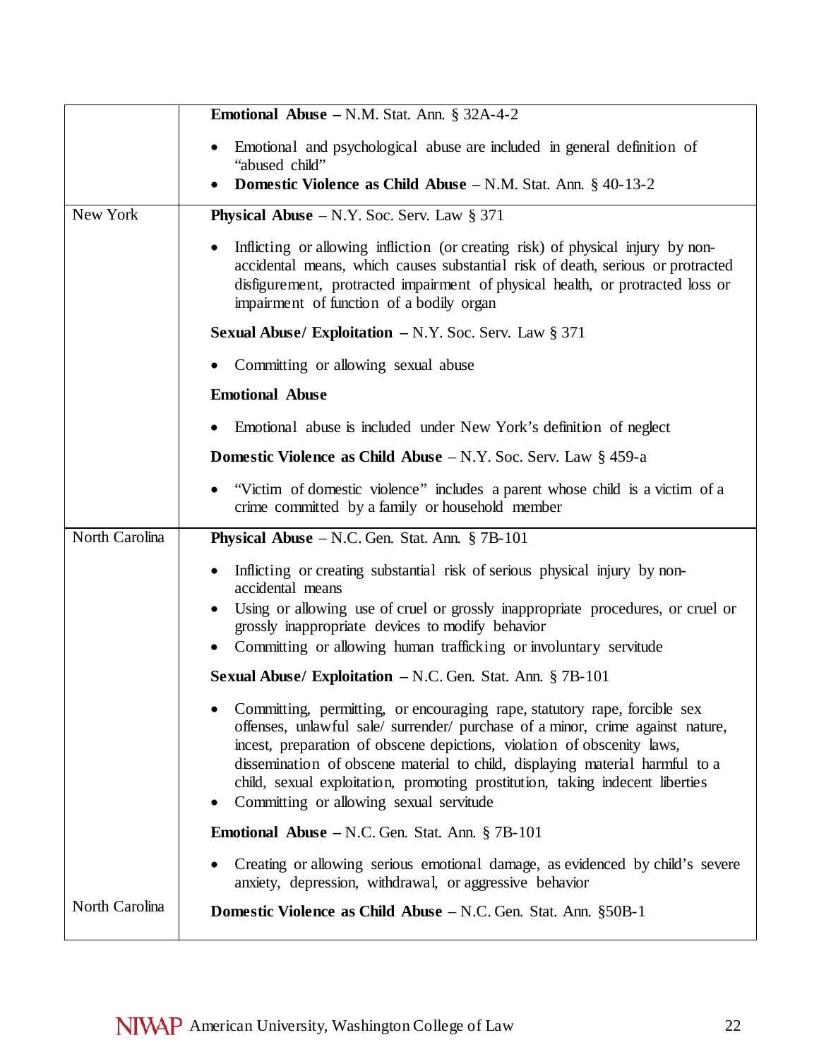| | |
|---|---|
| | **Emotional Abuse –** N.M. Stat. Ann. § 32A-4-2<br><br>• Emotional and psychological abuse are included in general definition of "abused child"<br>• **Domestic Violence as Child Abuse** – N.M. Stat. Ann. § 40-13-2 |
| New York | **Physical Abuse** – N.Y. Soc. Serv. Law § 371<br><br>• Inflicting or allowing infliction (or creating risk) of physical injury by non-accidental means, which causes substantial risk of death, serious or protracted disfigurement, protracted impairment of physical health, or protracted loss or impairment of function of a bodily organ<br><br>**Sexual Abuse/ Exploitation –** N.Y. Soc. Serv. Law § 371<br><br>• Committing or allowing sexual abuse<br><br>**Emotional Abuse**<br><br>• Emotional abuse is included under New York's definition of neglect<br><br>**Domestic Violence as Child Abuse** – N.Y. Soc. Serv. Law § 459-a<br><br>• "Victim of domestic violence" includes a parent whose child is a victim of a crime committed by a family or household member |
| North Carolina | **Physical Abuse** – N.C. Gen. Stat. Ann. § 7B-101<br><br>• Inflicting or creating substantial risk of serious physical injury by non-accidental means<br>• Using or allowing use of cruel or grossly inappropriate procedures, or cruel or grossly inappropriate devices to modify behavior<br>• Committing or allowing human trafficking or involuntary servitude<br><br>**Sexual Abuse/ Exploitation –** N.C. Gen. Stat. Ann. § 7B-101<br><br>• Committing, permitting, or encouraging rape, statutory rape, forcible sex offenses, unlawful sale/ surrender/ purchase of a minor, crime against nature, incest, preparation of obscene depictions, violation of obscenity laws, dissemination of obscene material to child, displaying material harmful to a child, sexual exploitation, promoting prostitution, taking indecent liberties<br>• Committing or allowing sexual servitude<br><br>**Emotional Abuse –** N.C. Gen. Stat. Ann. § 7B-101<br><br>• Creating or allowing serious emotional damage, as evidenced by child's severe anxiety, depression, withdrawal, or aggressive behavior |
| North Carolina | **Domestic Violence as Child Abuse** – N.C. Gen. Stat. Ann. §50B-1 |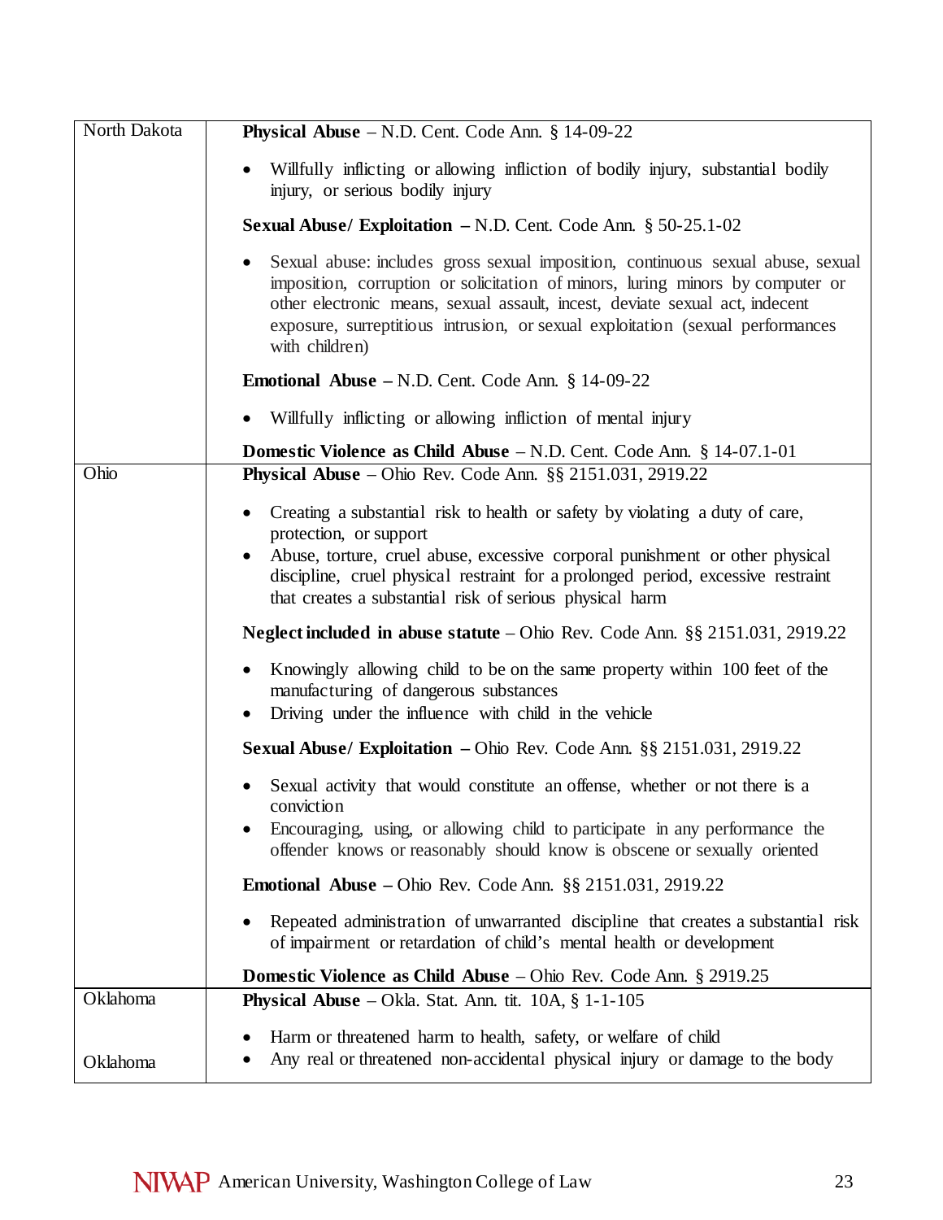| | |
|---|---|
| North Dakota | **Physical Abuse** – N.D. Cent. Code Ann. § 14-09-22<br><br>• Willfully inflicting or allowing infliction of bodily injury, substantial bodily injury, or serious bodily injury<br><br>**Sexual Abuse/ Exploitation** – N.D. Cent. Code Ann. § 50-25.1-02<br><br>• Sexual abuse: includes gross sexual imposition, continuous sexual abuse, sexual imposition, corruption or solicitation of minors, luring minors by computer or other electronic means, sexual assault, incest, deviate sexual act, indecent exposure, surreptitious intrusion, or sexual exploitation (sexual performances with children)<br><br>**Emotional Abuse** – N.D. Cent. Code Ann. § 14-09-22<br><br>• Willfully inflicting or allowing infliction of mental injury<br><br>**Domestic Violence as Child Abuse** – N.D. Cent. Code Ann. § 14-07.1-01 |
| Ohio | **Physical Abuse** – Ohio Rev. Code Ann. §§ 2151.031, 2919.22<br><br>• Creating a substantial risk to health or safety by violating a duty of care, protection, or support<br>• Abuse, torture, cruel abuse, excessive corporal punishment or other physical discipline, cruel physical restraint for a prolonged period, excessive restraint that creates a substantial risk of serious physical harm<br><br>**Neglect included in abuse statute** – Ohio Rev. Code Ann. §§ 2151.031, 2919.22<br><br>• Knowingly allowing child to be on the same property within 100 feet of the manufacturing of dangerous substances<br>• Driving under the influence with child in the vehicle<br><br>**Sexual Abuse/ Exploitation** – Ohio Rev. Code Ann. §§ 2151.031, 2919.22<br><br>• Sexual activity that would constitute an offense, whether or not there is a conviction<br>• Encouraging, using, or allowing child to participate in any performance the offender knows or reasonably should know is obscene or sexually oriented<br><br>**Emotional Abuse** – Ohio Rev. Code Ann. §§ 2151.031, 2919.22<br><br>• Repeated administration of unwarranted discipline that creates a substantial risk of impairment or retardation of child's mental health or development<br><br>**Domestic Violence as Child Abuse** – Ohio Rev. Code Ann. § 2919.25 |
| Oklahoma<br><br>Oklahoma | **Physical Abuse** – Okla. Stat. Ann. tit. 10A, § 1-1-105<br><br>• Harm or threatened harm to health, safety, or welfare of child<br>• Any real or threatened non-accidental physical injury or damage to the body |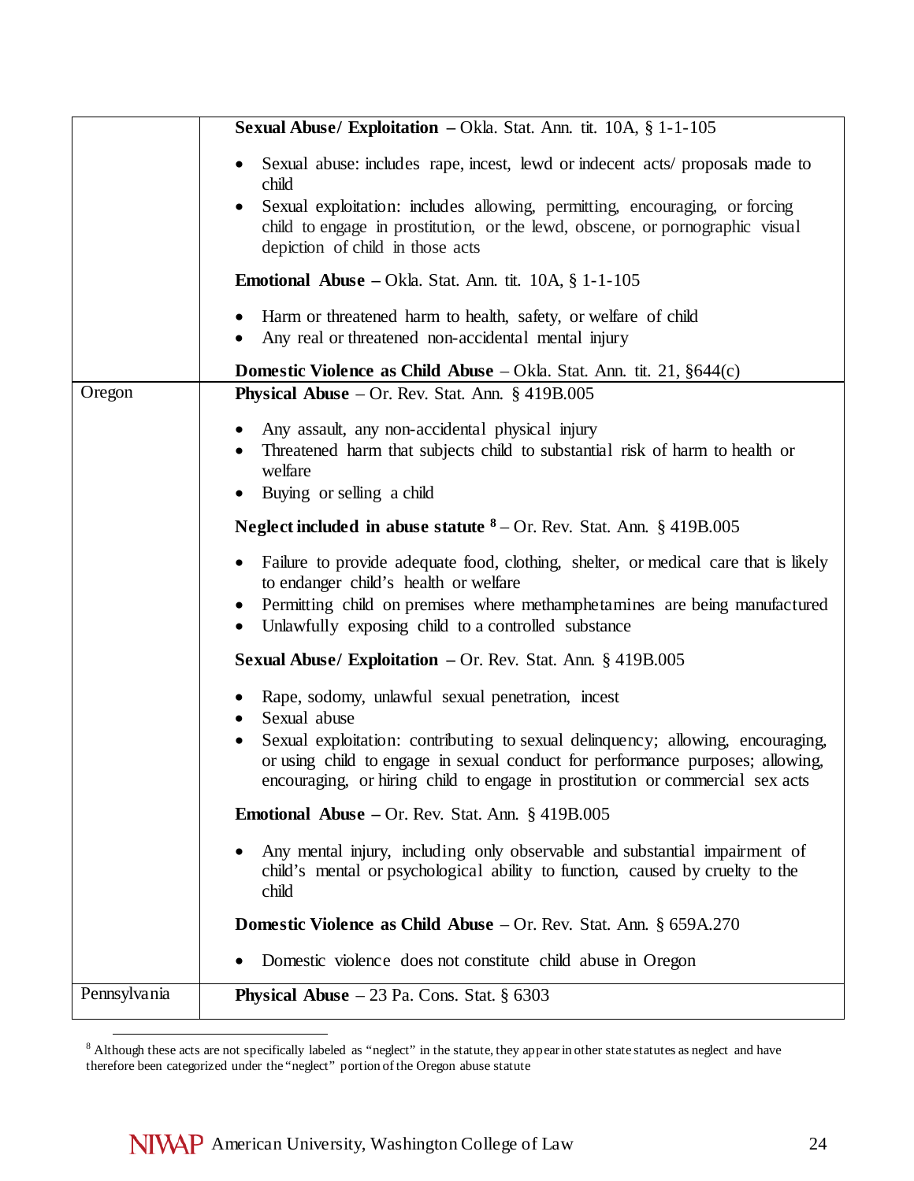| | |
|---|---|
| | **Sexual Abuse/ Exploitation** – Okla. Stat. Ann. tit. 10A, § 1-1-105<br><br>• Sexual abuse: includes rape, incest, lewd or indecent acts/ proposals made to child<br>• Sexual exploitation: includes allowing, permitting, encouraging, or forcing child to engage in prostitution, or the lewd, obscene, or pornographic visual depiction of child in those acts<br><br>**Emotional Abuse** – Okla. Stat. Ann. tit. 10A, § 1-1-105<br><br>• Harm or threatened harm to health, safety, or welfare of child<br>• Any real or threatened non-accidental mental injury<br><br>**Domestic Violence as Child Abuse** – Okla. Stat. Ann. tit. 21, §644(c) |
| Oregon | **Physical Abuse** – Or. Rev. Stat. Ann. § 419B.005<br><br>• Any assault, any non-accidental physical injury<br>• Threatened harm that subjects child to substantial risk of harm to health or welfare<br>• Buying or selling a child<br><br>**Neglect included in abuse statute** [8] – Or. Rev. Stat. Ann. § 419B.005<br><br>• Failure to provide adequate food, clothing, shelter, or medical care that is likely to endanger child's health or welfare<br>• Permitting child on premises where methamphetamines are being manufactured<br>• Unlawfully exposing child to a controlled substance<br><br>**Sexual Abuse/ Exploitation** – Or. Rev. Stat. Ann. § 419B.005<br><br>• Rape, sodomy, unlawful sexual penetration, incest<br>• Sexual abuse<br>• Sexual exploitation: contributing to sexual delinquency; allowing, encouraging, or using child to engage in sexual conduct for performance purposes; allowing, encouraging, or hiring child to engage in prostitution or commercial sex acts<br><br>**Emotional Abuse** – Or. Rev. Stat. Ann. § 419B.005<br><br>• Any mental injury, including only observable and substantial impairment of child's mental or psychological ability to function, caused by cruelty to the child<br><br>**Domestic Violence as Child Abuse** – Or. Rev. Stat. Ann. § 659A.270<br><br>• Domestic violence does not constitute child abuse in Oregon |
| Pennsylvania | **Physical Abuse** – 23 Pa. Cons. Stat. § 6303 |

[8] Although these acts are not specifically labeled as "neglect" in the statute, they appear in other state statutes as neglect and have therefore been categorized under the "neglect" portion of the Oregon abuse statute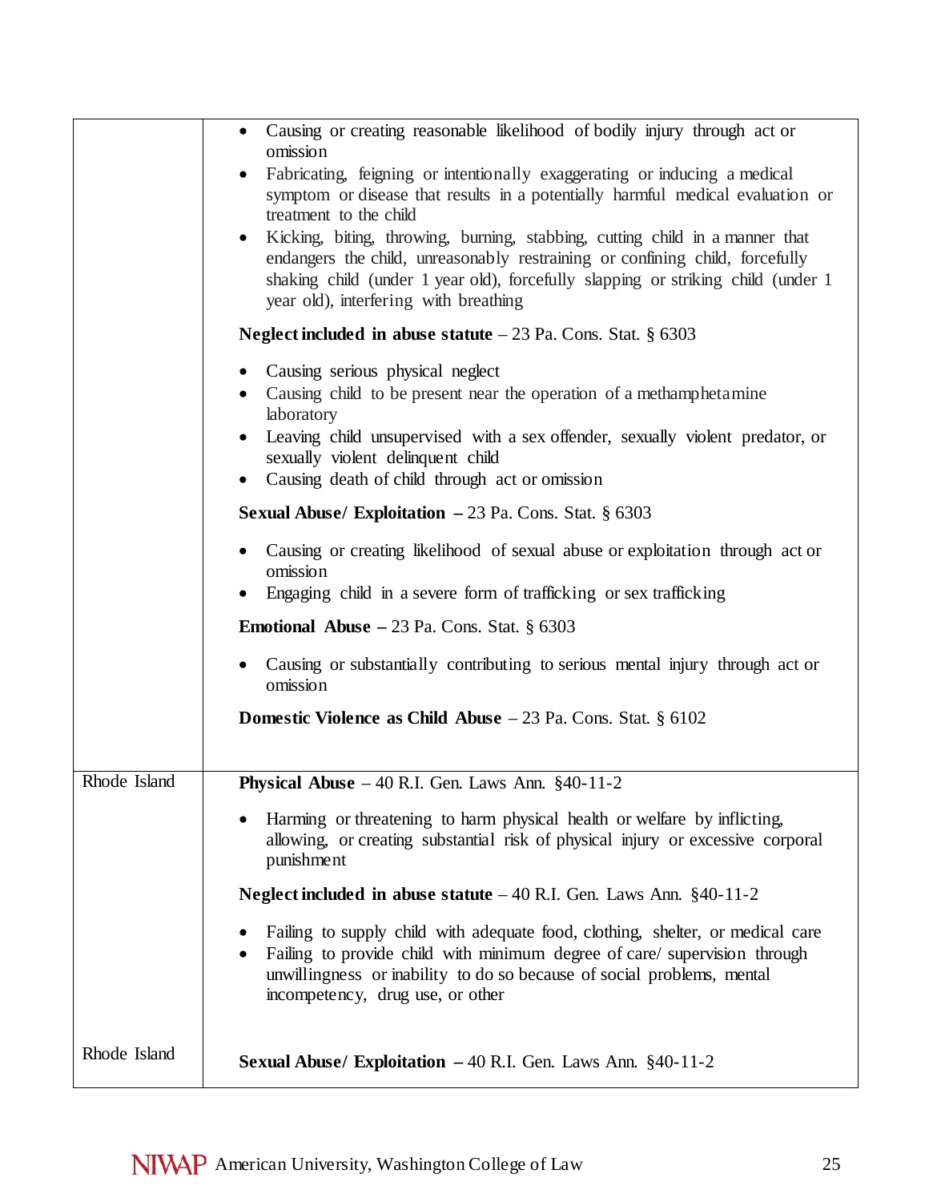| | |
|---|---|
| | • Causing or creating reasonable likelihood of bodily injury through act or omission<br>• Fabricating, feigning or intentionally exaggerating or inducing a medical symptom or disease that results in a potentially harmful medical evaluation or treatment to the child<br>• Kicking, biting, throwing, burning, stabbing, cutting child in a manner that endangers the child, unreasonably restraining or confining child, forcefully shaking child (under 1 year old), forcefully slapping or striking child (under 1 year old), interfering with breathing<br><br>**Neglect included in abuse statute** – 23 Pa. Cons. Stat. § 6303<br><br>• Causing serious physical neglect<br>• Causing child to be present near the operation of a methamphetamine laboratory<br>• Leaving child unsupervised with a sex offender, sexually violent predator, or sexually violent delinquent child<br>• Causing death of child through act or omission<br><br>**Sexual Abuse/ Exploitation** – 23 Pa. Cons. Stat. § 6303<br><br>• Causing or creating likelihood of sexual abuse or exploitation through act or omission<br>• Engaging child in a severe form of trafficking or sex trafficking<br><br>**Emotional Abuse** – 23 Pa. Cons. Stat. § 6303<br><br>• Causing or substantially contributing to serious mental injury through act or omission<br><br>**Domestic Violence as Child Abuse** – 23 Pa. Cons. Stat. § 6102 |
| Rhode Island | **Physical Abuse** – 40 R.I. Gen. Laws Ann. §40-11-2<br><br>• Harming or threatening to harm physical health or welfare by inflicting, allowing, or creating substantial risk of physical injury or excessive corporal punishment<br><br>**Neglect included in abuse statute** – 40 R.I. Gen. Laws Ann. §40-11-2<br><br>• Failing to supply child with adequate food, clothing, shelter, or medical care<br>• Failing to provide child with minimum degree of care/ supervision through unwillingness or inability to do so because of social problems, mental incompetency, drug use, or other<br><br>**Sexual Abuse/ Exploitation** – 40 R.I. Gen. Laws Ann. §40-11-2 |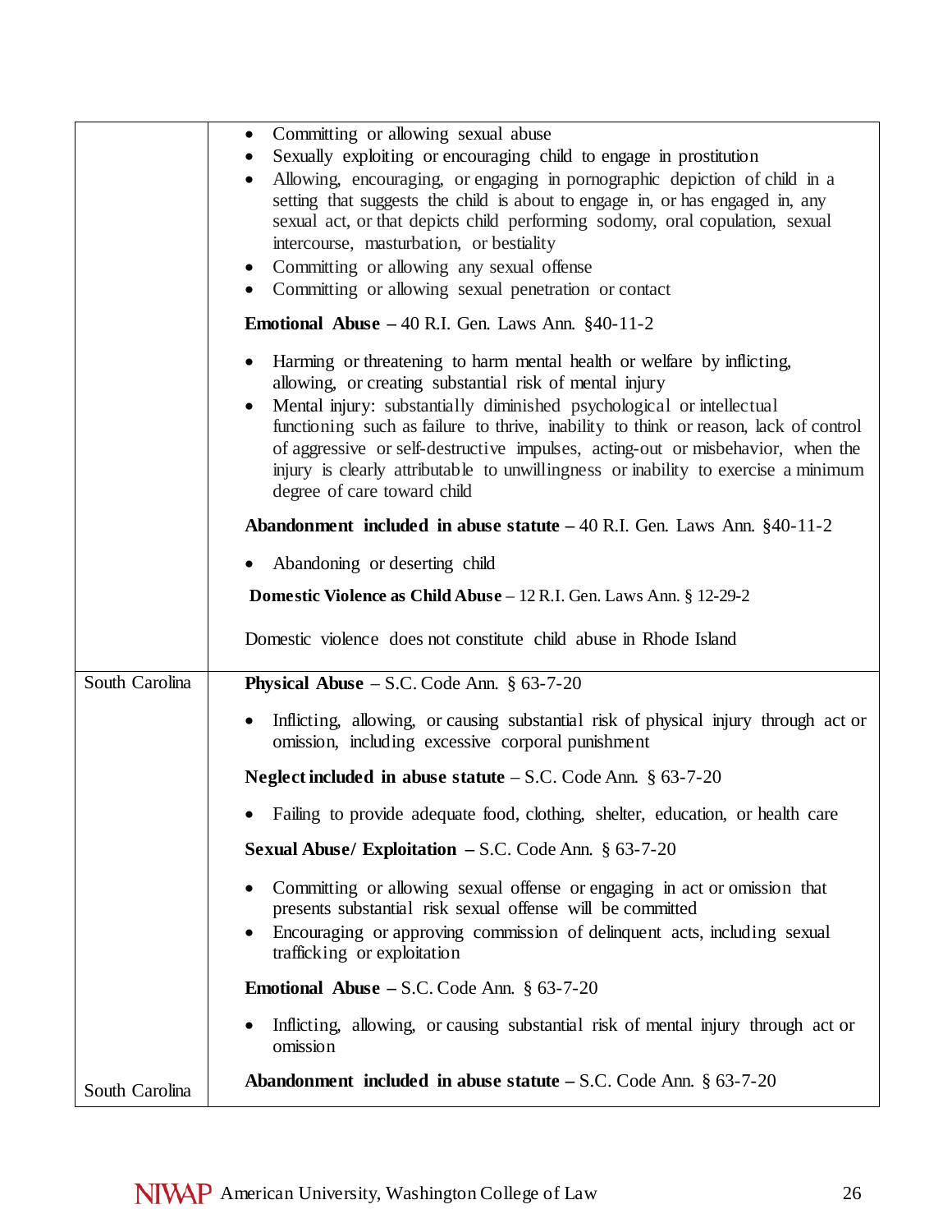| | |
|---|---|
| | • Committing or allowing sexual abuse<br>• Sexually exploiting or encouraging child to engage in prostitution<br>• Allowing, encouraging, or engaging in pornographic depiction of child in a setting that suggests the child is about to engage in, or has engaged in, any sexual act, or that depicts child performing sodomy, oral copulation, sexual intercourse, masturbation, or bestiality<br>• Committing or allowing any sexual offense<br>• Committing or allowing sexual penetration or contact<br><br>**Emotional Abuse** – 40 R.I. Gen. Laws Ann. §40-11-2<br><br>• Harming or threatening to harm mental health or welfare by inflicting, allowing, or creating substantial risk of mental injury<br>• Mental injury: substantially diminished psychological or intellectual functioning such as failure to thrive, inability to think or reason, lack of control of aggressive or self-destructive impulses, acting-out or misbehavior, when the injury is clearly attributable to unwillingness or inability to exercise a minimum degree of care toward child<br><br>**Abandonment included in abuse statute** – 40 R.I. Gen. Laws Ann. §40-11-2<br><br>• Abandoning or deserting child<br><br>**Domestic Violence as Child Abuse** – 12 R.I. Gen. Laws Ann. § 12-29-2<br><br>Domestic violence does not constitute child abuse in Rhode Island |
| South Carolina | **Physical Abuse** – S.C. Code Ann. § 63-7-20<br><br>• Inflicting, allowing, or causing substantial risk of physical injury through act or omission, including excessive corporal punishment<br><br>**Neglect included in abuse statute** – S.C. Code Ann. § 63-7-20<br><br>• Failing to provide adequate food, clothing, shelter, education, or health care<br><br>**Sexual Abuse/ Exploitation** – S.C. Code Ann. § 63-7-20<br><br>• Committing or allowing sexual offense or engaging in act or omission that presents substantial risk sexual offense will be committed<br>• Encouraging or approving commission of delinquent acts, including sexual trafficking or exploitation<br><br>**Emotional Abuse** – S.C. Code Ann. § 63-7-20<br><br>• Inflicting, allowing, or causing substantial risk of mental injury through act or omission<br><br>**Abandonment included in abuse statute** – S.C. Code Ann. § 63-7-20 |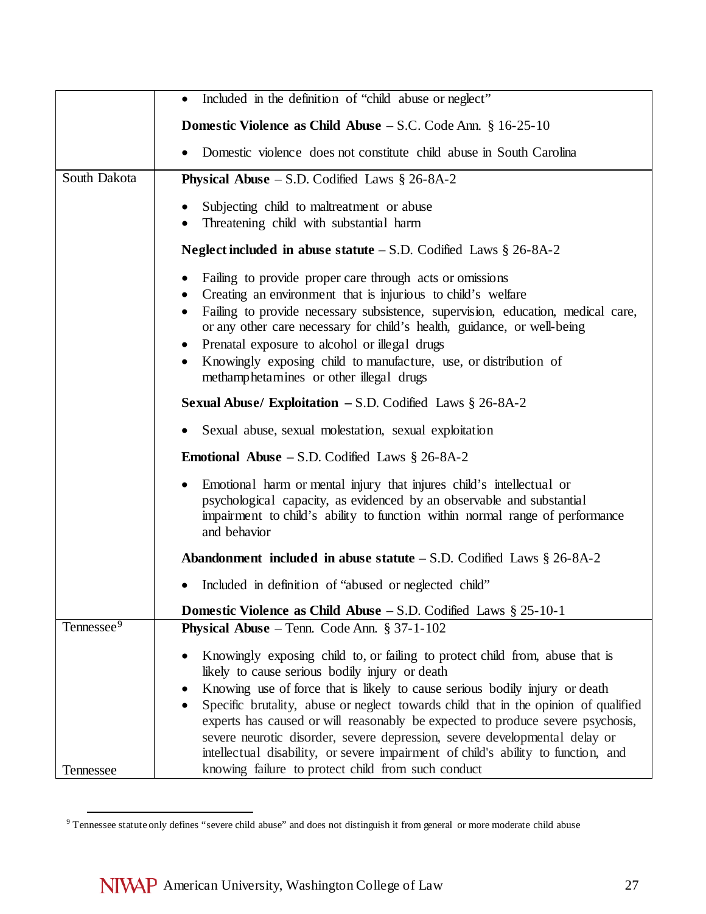| | |
|---|---|
| | • Included in the definition of "child abuse or neglect"<br><br>**Domestic Violence as Child Abuse** – S.C. Code Ann. § 16-25-10<br><br>• Domestic violence does not constitute child abuse in South Carolina |
| South Dakota | **Physical Abuse** – S.D. Codified Laws § 26-8A-2<br><br>• Subjecting child to maltreatment or abuse<br>• Threatening child with substantial harm<br><br>**Neglect included in abuse statute** – S.D. Codified Laws § 26-8A-2<br><br>• Failing to provide proper care through acts or omissions<br>• Creating an environment that is injurious to child's welfare<br>• Failing to provide necessary subsistence, supervision, education, medical care, or any other care necessary for child's health, guidance, or well-being<br>• Prenatal exposure to alcohol or illegal drugs<br>• Knowingly exposing child to manufacture, use, or distribution of methamphetamines or other illegal drugs<br><br>**Sexual Abuse/ Exploitation** – S.D. Codified Laws § 26-8A-2<br><br>• Sexual abuse, sexual molestation, sexual exploitation<br><br>**Emotional Abuse** – S.D. Codified Laws § 26-8A-2<br><br>• Emotional harm or mental injury that injures child's intellectual or psychological capacity, as evidenced by an observable and substantial impairment to child's ability to function within normal range of performance and behavior<br><br>**Abandonment included in abuse statute** – S.D. Codified Laws § 26-8A-2<br><br>• Included in definition of "abused or neglected child"<br><br>**Domestic Violence as Child Abuse** – S.D. Codified Laws § 25-10-1 |
| Tennessee[9]<br><br>Tennessee | **Physical Abuse** – Tenn. Code Ann. § 37-1-102<br><br>• Knowingly exposing child to, or failing to protect child from, abuse that is likely to cause serious bodily injury or death<br>• Knowing use of force that is likely to cause serious bodily injury or death<br>• Specific brutality, abuse or neglect towards child that in the opinion of qualified experts has caused or will reasonably be expected to produce severe psychosis, severe neurotic disorder, severe depression, severe developmental delay or intellectual disability, or severe impairment of child's ability to function, and knowing failure to protect child from such conduct |

[9] Tennessee statute only defines "severe child abuse" and does not distinguish it from general or more moderate child abuse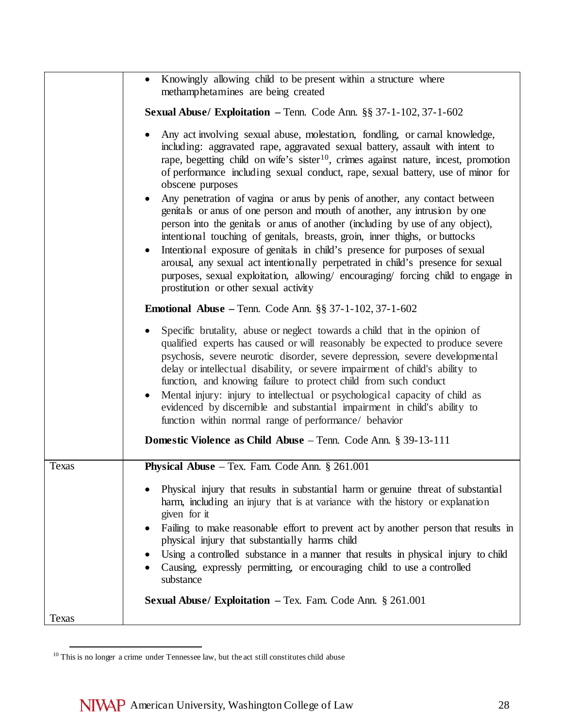| | |
|---|---|
| | • Knowingly allowing child to be present within a structure where methamphetamines are being created<br><br>**Sexual Abuse/ Exploitation** – Tenn. Code Ann. §§ 37-1-102, 37-1-602<br><br>• Any act involving sexual abuse, molestation, fondling, or carnal knowledge, including: aggravated rape, aggravated sexual battery, assault with intent to rape, begetting child on wife's sister[10], crimes against nature, incest, promotion of performance including sexual conduct, rape, sexual battery, use of minor for obscene purposes<br>• Any penetration of vagina or anus by penis of another, any contact between genitals or anus of one person and mouth of another, any intrusion by one person into the genitals or anus of another (including by use of any object), intentional touching of genitals, breasts, groin, inner thighs, or buttocks<br>• Intentional exposure of genitals in child's presence for purposes of sexual arousal, any sexual act intentionally perpetrated in child's presence for sexual purposes, sexual exploitation, allowing/ encouraging/ forcing child to engage in prostitution or other sexual activity<br><br>**Emotional Abuse** – Tenn. Code Ann. §§ 37-1-102, 37-1-602<br><br>• Specific brutality, abuse or neglect towards a child that in the opinion of qualified experts has caused or will reasonably be expected to produce severe psychosis, severe neurotic disorder, severe depression, severe developmental delay or intellectual disability, or severe impairment of child's ability to function, and knowing failure to protect child from such conduct<br>• Mental injury: injury to intellectual or psychological capacity of child as evidenced by discernible and substantial impairment in child's ability to function within normal range of performance/ behavior<br><br>**Domestic Violence as Child Abuse** – Tenn. Code Ann. § 39-13-111 |
| Texas<br><br>Texas | **Physical Abuse** – Tex. Fam. Code Ann. § 261.001<br><br>• Physical injury that results in substantial harm or genuine threat of substantial harm, including an injury that is at variance with the history or explanation given for it<br>• Failing to make reasonable effort to prevent act by another person that results in physical injury that substantially harms child<br>• Using a controlled substance in a manner that results in physical injury to child<br>• Causing, expressly permitting, or encouraging child to use a controlled substance<br><br>**Sexual Abuse/ Exploitation** – Tex. Fam. Code Ann. § 261.001 |

[10] This is no longer a crime under Tennessee law, but the act still constitutes child abuse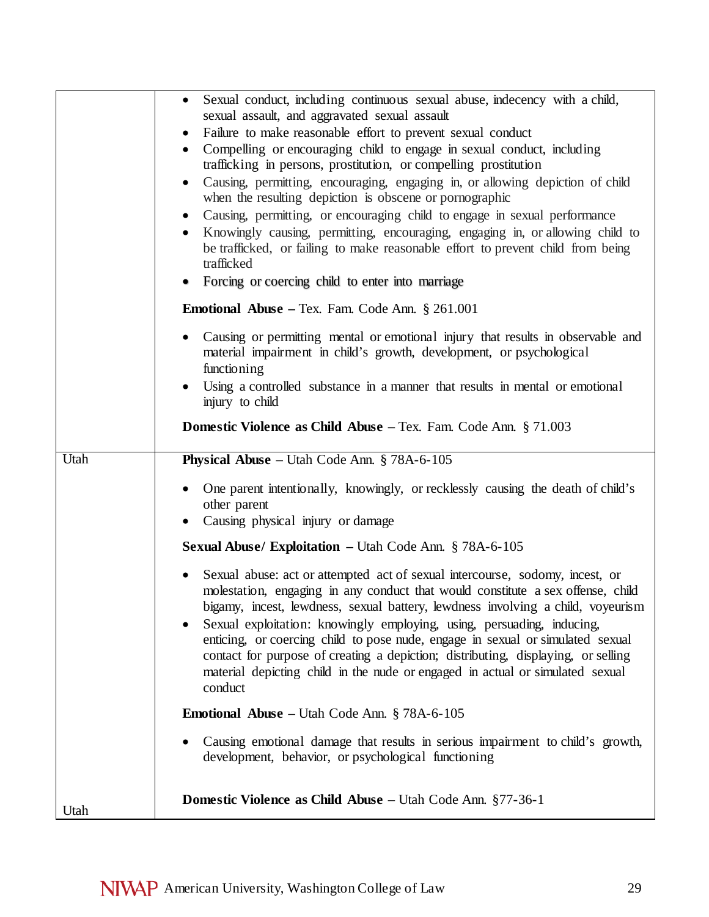| | |
|---|---|
| | • Sexual conduct, including continuous sexual abuse, indecency with a child, sexual assault, and aggravated sexual assault<br>• Failure to make reasonable effort to prevent sexual conduct<br>• Compelling or encouraging child to engage in sexual conduct, including trafficking in persons, prostitution, or compelling prostitution<br>• Causing, permitting, encouraging, engaging in, or allowing depiction of child when the resulting depiction is obscene or pornographic<br>• Causing, permitting, or encouraging child to engage in sexual performance<br>• Knowingly causing, permitting, encouraging, engaging in, or allowing child to be trafficked, or failing to make reasonable effort to prevent child from being trafficked<br>• Forcing or coercing child to enter into marriage<br><br>**Emotional Abuse –** Tex. Fam. Code Ann. § 261.001<br><br>• Causing or permitting mental or emotional injury that results in observable and material impairment in child's growth, development, or psychological functioning<br>• Using a controlled substance in a manner that results in mental or emotional injury to child<br><br>**Domestic Violence as Child Abuse** – Tex. Fam. Code Ann. § 71.003 |
| Utah | **Physical Abuse** – Utah Code Ann. § 78A-6-105<br><br>• One parent intentionally, knowingly, or recklessly causing the death of child's other parent<br>• Causing physical injury or damage<br><br>**Sexual Abuse/ Exploitation –** Utah Code Ann. § 78A-6-105<br><br>• Sexual abuse: act or attempted act of sexual intercourse, sodomy, incest, or molestation, engaging in any conduct that would constitute a sex offense, child bigamy, incest, lewdness, sexual battery, lewdness involving a child, voyeurism<br>• Sexual exploitation: knowingly employing, using, persuading, inducing, enticing, or coercing child to pose nude, engage in sexual or simulated sexual contact for purpose of creating a depiction; distributing, displaying, or selling material depicting child in the nude or engaged in actual or simulated sexual conduct<br><br>**Emotional Abuse –** Utah Code Ann. § 78A-6-105<br><br>• Causing emotional damage that results in serious impairment to child's growth, development, behavior, or psychological functioning<br><br>**Domestic Violence as Child Abuse** – Utah Code Ann. §77-36-1 |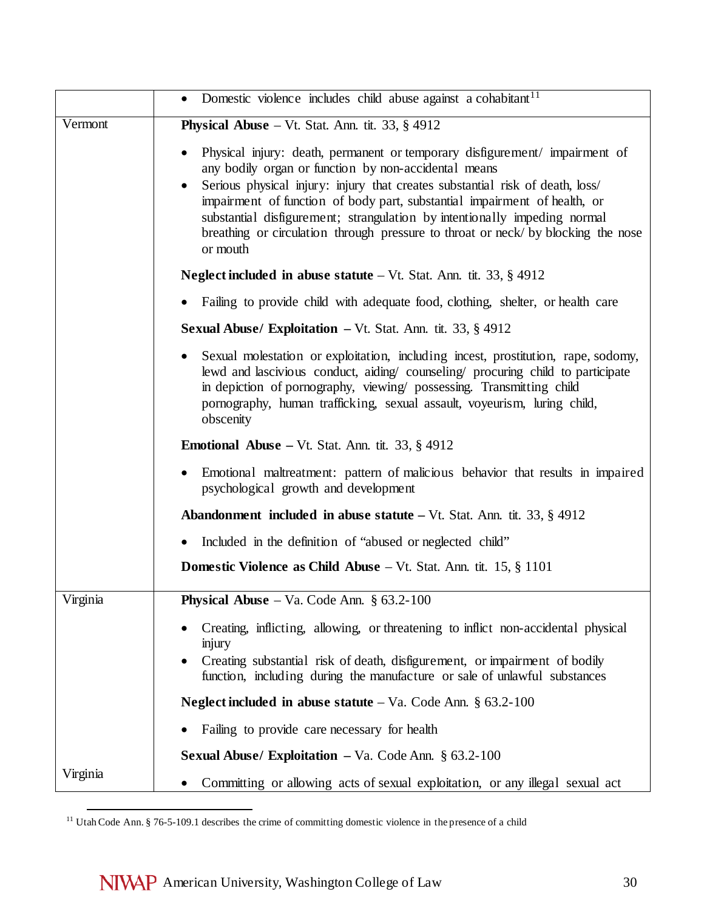| | |
|---|---|
| | • Domestic violence includes child abuse against a cohabitant[11] |
| Vermont | **Physical Abuse** – Vt. Stat. Ann. tit. 33, § 4912<br><br>• Physical injury: death, permanent or temporary disfigurement/ impairment of any bodily organ or function by non-accidental means<br>• Serious physical injury: injury that creates substantial risk of death, loss/ impairment of function of body part, substantial impairment of health, or substantial disfigurement; strangulation by intentionally impeding normal breathing or circulation through pressure to throat or neck/ by blocking the nose or mouth<br><br>**Neglect included in abuse statute** – Vt. Stat. Ann. tit. 33, § 4912<br><br>• Failing to provide child with adequate food, clothing, shelter, or health care<br><br>**Sexual Abuse/ Exploitation** – Vt. Stat. Ann. tit. 33, § 4912<br><br>• Sexual molestation or exploitation, including incest, prostitution, rape, sodomy, lewd and lascivious conduct, aiding/ counseling/ procuring child to participate in depiction of pornography, viewing/ possessing. Transmitting child pornography, human trafficking, sexual assault, voyeurism, luring child, obscenity<br><br>**Emotional Abuse** – Vt. Stat. Ann. tit. 33, § 4912<br><br>• Emotional maltreatment: pattern of malicious behavior that results in impaired psychological growth and development<br><br>**Abandonment included in abuse statute** – Vt. Stat. Ann. tit. 33, § 4912<br><br>• Included in the definition of "abused or neglected child"<br><br>**Domestic Violence as Child Abuse** – Vt. Stat. Ann. tit. 15, § 1101 |
| Virginia | **Physical Abuse** – Va. Code Ann. § 63.2-100<br><br>• Creating, inflicting, allowing, or threatening to inflict non-accidental physical injury<br>• Creating substantial risk of death, disfigurement, or impairment of bodily function, including during the manufacture or sale of unlawful substances<br><br>**Neglect included in abuse statute** – Va. Code Ann. § 63.2-100<br><br>• Failing to provide care necessary for health<br><br>**Sexual Abuse/ Exploitation** – Va. Code Ann. § 63.2-100 |
| Virginia | • Committing or allowing acts of sexual exploitation, or any illegal sexual act |

[11] Utah Code Ann. § 76-5-109.1 describes the crime of committing domestic violence in the presence of a child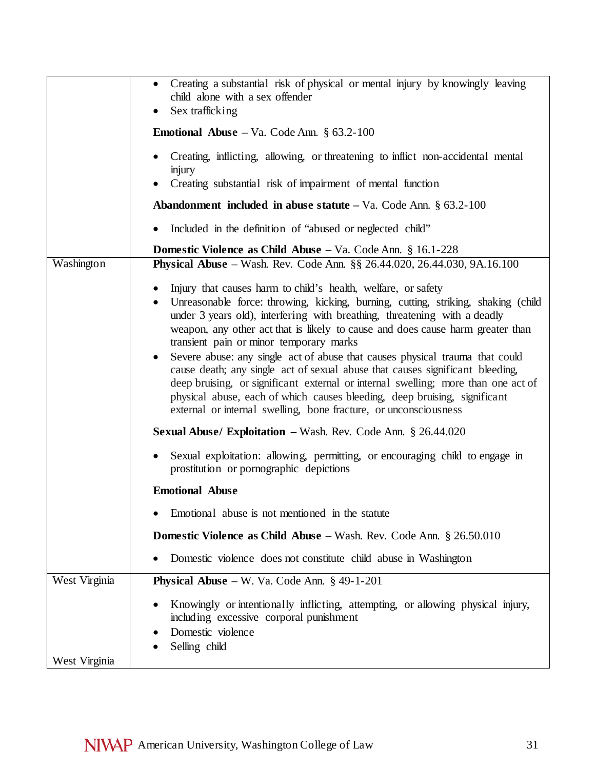| | |
|---|---|
| | • Creating a substantial risk of physical or mental injury by knowingly leaving child alone with a sex offender<br>• Sex trafficking<br><br>**Emotional Abuse –** Va. Code Ann. § 63.2-100<br><br>• Creating, inflicting, allowing, or threatening to inflict non-accidental mental injury<br>• Creating substantial risk of impairment of mental function<br><br>**Abandonment included in abuse statute –** Va. Code Ann. § 63.2-100<br><br>• Included in the definition of "abused or neglected child"<br><br>**Domestic Violence as Child Abuse** – Va. Code Ann. § 16.1-228 |
| Washington | **Physical Abuse** – Wash. Rev. Code Ann. §§ 26.44.020, 26.44.030, 9A.16.100<br><br>• Injury that causes harm to child's health, welfare, or safety<br>• Unreasonable force: throwing, kicking, burning, cutting, striking, shaking (child under 3 years old), interfering with breathing, threatening with a deadly weapon, any other act that is likely to cause and does cause harm greater than transient pain or minor temporary marks<br>• Severe abuse: any single act of abuse that causes physical trauma that could cause death; any single act of sexual abuse that causes significant bleeding, deep bruising, or significant external or internal swelling; more than one act of physical abuse, each of which causes bleeding, deep bruising, significant external or internal swelling, bone fracture, or unconsciousness<br><br>**Sexual Abuse/ Exploitation –** Wash. Rev. Code Ann. § 26.44.020<br><br>• Sexual exploitation: allowing, permitting, or encouraging child to engage in prostitution or pornographic depictions<br><br>**Emotional Abuse**<br><br>• Emotional abuse is not mentioned in the statute<br><br>**Domestic Violence as Child Abuse** – Wash. Rev. Code Ann. § 26.50.010<br><br>• Domestic violence does not constitute child abuse in Washington |
| West Virginia<br><br><br><br><br>West Virginia | **Physical Abuse** – W. Va. Code Ann. § 49-1-201<br><br>• Knowingly or intentionally inflicting, attempting, or allowing physical injury, including excessive corporal punishment<br>• Domestic violence<br>• Selling child |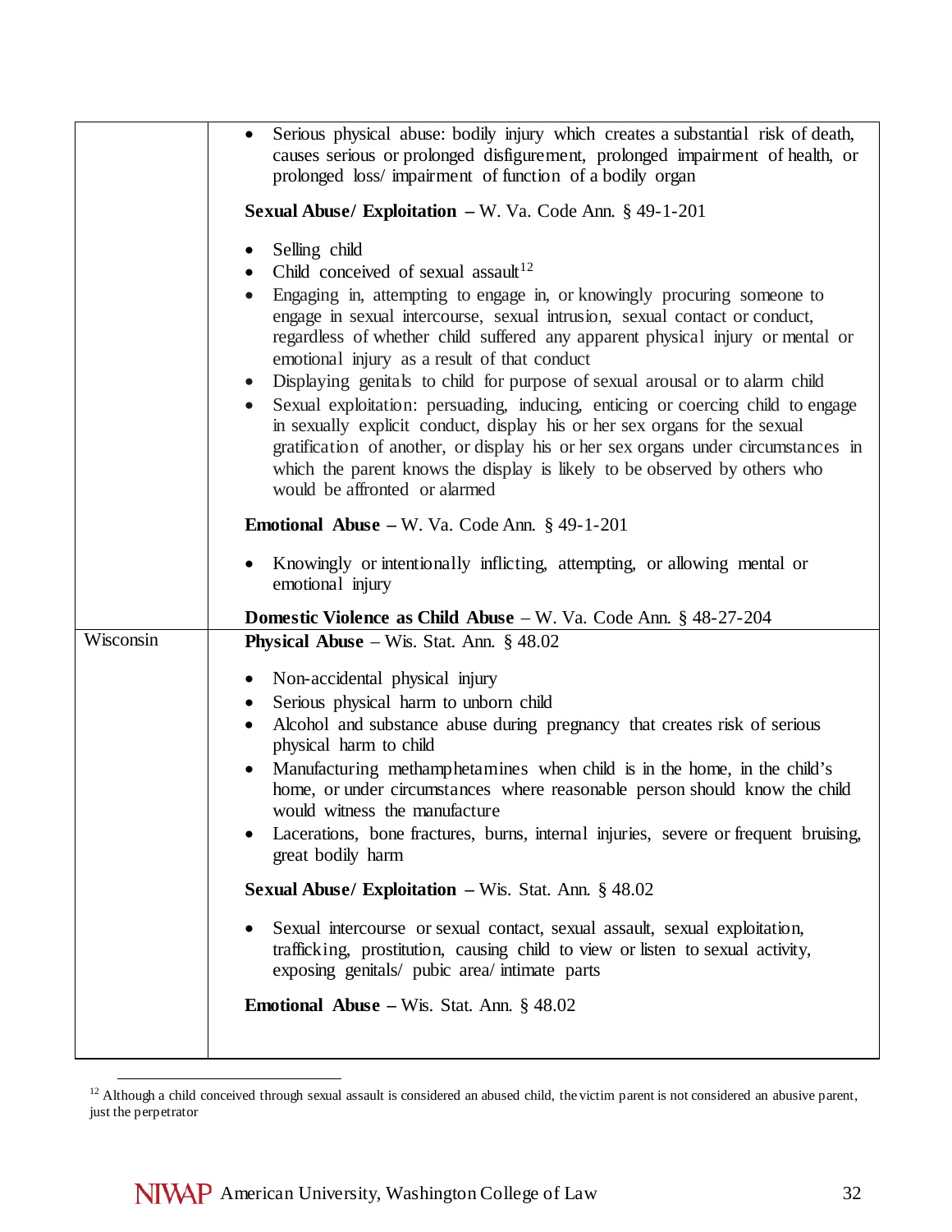| | |
|---|---|
| | • Serious physical abuse: bodily injury which creates a substantial risk of death, causes serious or prolonged disfigurement, prolonged impairment of health, or prolonged loss/ impairment of function of a bodily organ<br><br>**Sexual Abuse/ Exploitation –** W. Va. Code Ann. § 49-1-201<br><br>• Selling child<br>• Child conceived of sexual assault[12]<br>• Engaging in, attempting to engage in, or knowingly procuring someone to engage in sexual intercourse, sexual intrusion, sexual contact or conduct, regardless of whether child suffered any apparent physical injury or mental or emotional injury as a result of that conduct<br>• Displaying genitals to child for purpose of sexual arousal or to alarm child<br>• Sexual exploitation: persuading, inducing, enticing or coercing child to engage in sexually explicit conduct, display his or her sex organs for the sexual gratification of another, or display his or her sex organs under circumstances in which the parent knows the display is likely to be observed by others who would be affronted or alarmed<br><br>**Emotional Abuse –** W. Va. Code Ann. § 49-1-201<br><br>• Knowingly or intentionally inflicting, attempting, or allowing mental or emotional injury<br><br>**Domestic Violence as Child Abuse** – W. Va. Code Ann. § 48-27-204 |
| Wisconsin | **Physical Abuse** – Wis. Stat. Ann. § 48.02<br><br>• Non-accidental physical injury<br>• Serious physical harm to unborn child<br>• Alcohol and substance abuse during pregnancy that creates risk of serious physical harm to child<br>• Manufacturing methamphetamines when child is in the home, in the child's home, or under circumstances where reasonable person should know the child would witness the manufacture<br>• Lacerations, bone fractures, burns, internal injuries, severe or frequent bruising, great bodily harm<br><br>**Sexual Abuse/ Exploitation –** Wis. Stat. Ann. § 48.02<br><br>• Sexual intercourse or sexual contact, sexual assault, sexual exploitation, trafficking, prostitution, causing child to view or listen to sexual activity, exposing genitals/ pubic area/ intimate parts<br><br>**Emotional Abuse –** Wis. Stat. Ann. § 48.02 |

[12] Although a child conceived through sexual assault is considered an abused child, the victim parent is not considered an abusive parent, just the perpetrator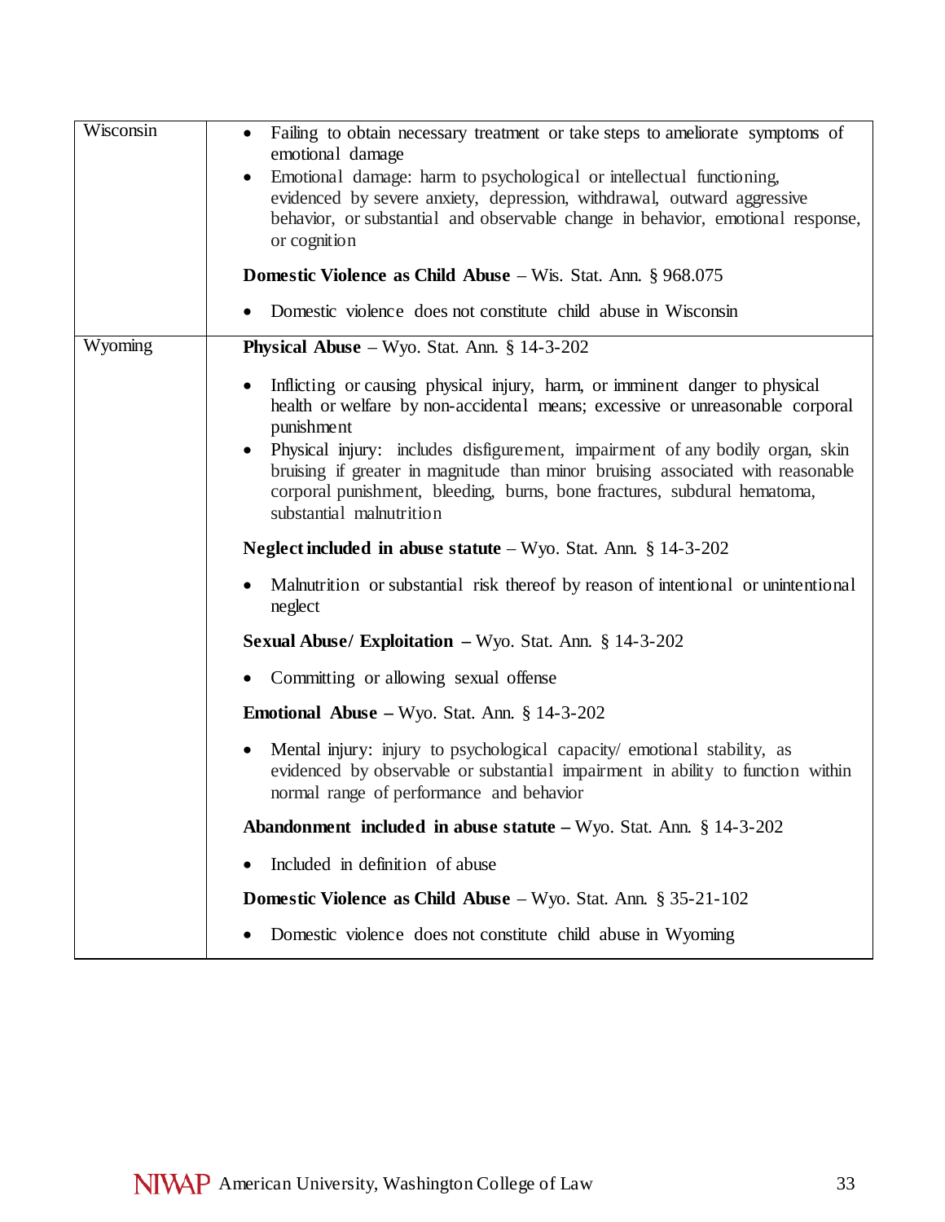| | |
|---|---|
| Wisconsin | • Failing to obtain necessary treatment or take steps to ameliorate symptoms of emotional damage<br>• Emotional damage: harm to psychological or intellectual functioning, evidenced by severe anxiety, depression, withdrawal, outward aggressive behavior, or substantial and observable change in behavior, emotional response, or cognition<br><br>**Domestic Violence as Child Abuse** – Wis. Stat. Ann. § 968.075<br><br>• Domestic violence does not constitute child abuse in Wisconsin |
| Wyoming | **Physical Abuse** – Wyo. Stat. Ann. § 14-3-202<br><br>• Inflicting or causing physical injury, harm, or imminent danger to physical health or welfare by non-accidental means; excessive or unreasonable corporal punishment<br>• Physical injury: includes disfigurement, impairment of any bodily organ, skin bruising if greater in magnitude than minor bruising associated with reasonable corporal punishment, bleeding, burns, bone fractures, subdural hematoma, substantial malnutrition<br><br>**Neglect included in abuse statute** – Wyo. Stat. Ann. § 14-3-202<br><br>• Malnutrition or substantial risk thereof by reason of intentional or unintentional neglect<br><br>**Sexual Abuse/ Exploitation** – Wyo. Stat. Ann. § 14-3-202<br><br>• Committing or allowing sexual offense<br><br>**Emotional Abuse** – Wyo. Stat. Ann. § 14-3-202<br><br>• Mental injury: injury to psychological capacity/ emotional stability, as evidenced by observable or substantial impairment in ability to function within normal range of performance and behavior<br><br>**Abandonment included in abuse statute** – Wyo. Stat. Ann. § 14-3-202<br><br>• Included in definition of abuse<br><br>**Domestic Violence as Child Abuse** – Wyo. Stat. Ann. § 35-21-102<br><br>• Domestic violence does not constitute child abuse in Wyoming |